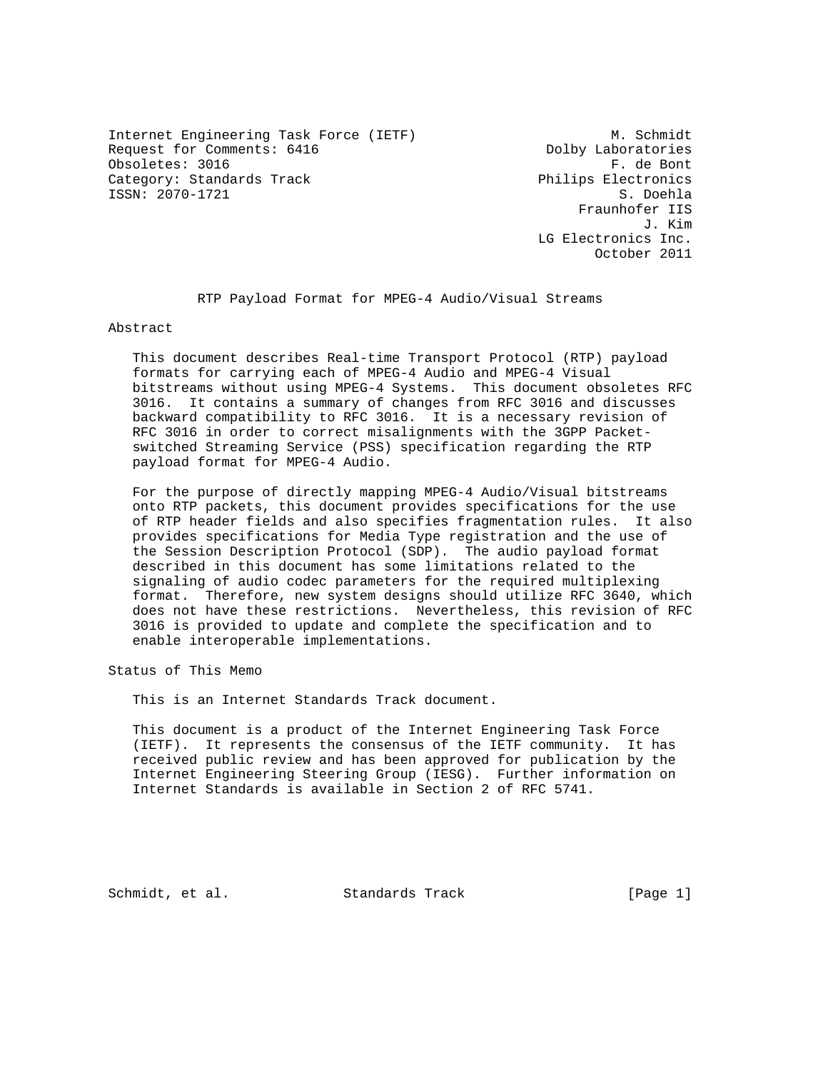Internet Engineering Task Force (IETF) M. Schmidt
Request for Comments: 6416 Dolby Laboratories
Obsoletes: 3016 F. de Bont
Category: Standards Track Philips Electronics
ISSN: 2070-1721 S. Doehla
Fraunhofer IIS
J. Kim
LG Electronics Inc.
October 2011

# RTP Payload Format for MPEG-4 Audio/Visual Streams

## Abstract

This document describes Real-time Transport Protocol (RTP) payload formats for carrying each of MPEG-4 Audio and MPEG-4 Visual bitstreams without using MPEG-4 Systems. This document obsoletes RFC 3016. It contains a summary of changes from RFC 3016 and discusses backward compatibility to RFC 3016. It is a necessary revision of RFC 3016 in order to correct misalignments with the 3GPP Packet-switched Streaming Service (PSS) specification regarding the RTP payload format for MPEG-4 Audio.

For the purpose of directly mapping MPEG-4 Audio/Visual bitstreams onto RTP packets, this document provides specifications for the use of RTP header fields and also specifies fragmentation rules. It also provides specifications for Media Type registration and the use of the Session Description Protocol (SDP). The audio payload format described in this document has some limitations related to the signaling of audio codec parameters for the required multiplexing format. Therefore, new system designs should utilize RFC 3640, which does not have these restrictions. Nevertheless, this revision of RFC 3016 is provided to update and complete the specification and to enable interoperable implementations.

## Status of This Memo

This is an Internet Standards Track document.

This document is a product of the Internet Engineering Task Force (IETF). It represents the consensus of the IETF community. It has received public review and has been approved for publication by the Internet Engineering Steering Group (IESG). Further information on Internet Standards is available in Section 2 of RFC 5741.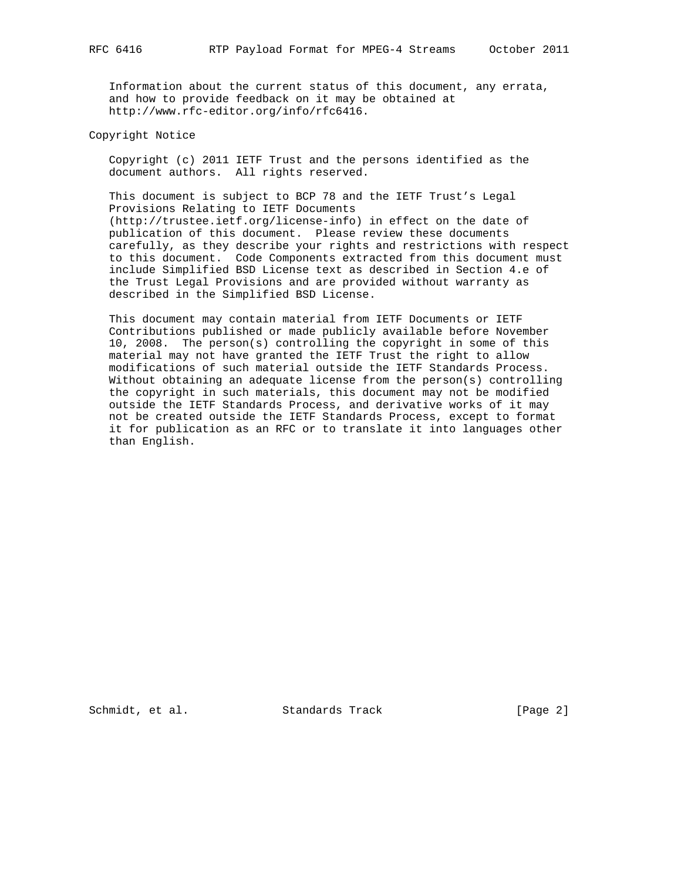Information about the current status of this document, any errata, and how to provide feedback on it may be obtained at http://www.rfc-editor.org/info/rfc6416.

## Copyright Notice

Copyright (c) 2011 IETF Trust and the persons identified as the document authors. All rights reserved.

This document is subject to BCP 78 and the IETF Trust's Legal Provisions Relating to IETF Documents (http://trustee.ietf.org/license-info) in effect on the date of publication of this document. Please review these documents carefully, as they describe your rights and restrictions with respect to this document. Code Components extracted from this document must include Simplified BSD License text as described in Section 4.e of the Trust Legal Provisions and are provided without warranty as described in the Simplified BSD License.

This document may contain material from IETF Documents or IETF Contributions published or made publicly available before November 10, 2008. The person(s) controlling the copyright in some of this material may not have granted the IETF Trust the right to allow modifications of such material outside the IETF Standards Process. Without obtaining an adequate license from the person(s) controlling the copyright in such materials, this document may not be modified outside the IETF Standards Process, and derivative works of it may not be created outside the IETF Standards Process, except to format it for publication as an RFC or to translate it into languages other than English.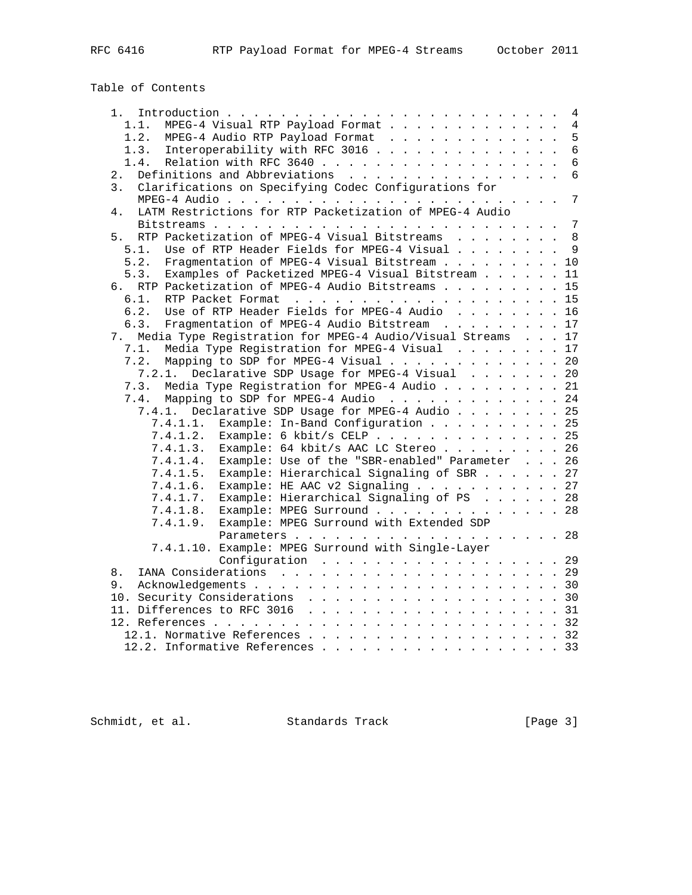## Table of Contents

```
   1.  Introduction . . . . . . . . . . . . . . . . . . . . . . . . .  4
     1.1.  MPEG-4 Visual RTP Payload Format . . . . . . . . . . . . .  4
     1.2.  MPEG-4 Audio RTP Payload Format  . . . . . . . . . . . . .  5
     1.3.  Interoperability with RFC 3016 . . . . . . . . . . . . . .  6
     1.4.  Relation with RFC 3640 . . . . . . . . . . . . . . . . . .  6
   2.  Definitions and Abbreviations  . . . . . . . . . . . . . . . .  6
   3.  Clarifications on Specifying Codec Configurations for
       MPEG-4 Audio . . . . . . . . . . . . . . . . . . . . . . . . .  7
   4.  LATM Restrictions for RTP Packetization of MPEG-4 Audio
       Bitstreams . . . . . . . . . . . . . . . . . . . . . . . . . .  7
   5.  RTP Packetization of MPEG-4 Visual Bitstreams  . . . . . . . .  8
     5.1.  Use of RTP Header Fields for MPEG-4 Visual . . . . . . . .  9
     5.2.  Fragmentation of MPEG-4 Visual Bitstream . . . . . . . . . 10
     5.3.  Examples of Packetized MPEG-4 Visual Bitstream . . . . . . 11
   6.  RTP Packetization of MPEG-4 Audio Bitstreams . . . . . . . . . 15
     6.1.  RTP Packet Format  . . . . . . . . . . . . . . . . . . . . 15
     6.2.  Use of RTP Header Fields for MPEG-4 Audio  . . . . . . . . 16
     6.3.  Fragmentation of MPEG-4 Audio Bitstream  . . . . . . . . . 17
   7.  Media Type Registration for MPEG-4 Audio/Visual Streams  . . . 17
     7.1.  Media Type Registration for MPEG-4 Visual  . . . . . . . . 17
     7.2.  Mapping to SDP for MPEG-4 Visual . . . . . . . . . . . . . 20
       7.2.1.  Declarative SDP Usage for MPEG-4 Visual  . . . . . . . 20
     7.3.  Media Type Registration for MPEG-4 Audio . . . . . . . . . 21
     7.4.  Mapping to SDP for MPEG-4 Audio  . . . . . . . . . . . . . 24
       7.4.1.  Declarative SDP Usage for MPEG-4 Audio . . . . . . . . 25
         7.4.1.1.  Example: In-Band Configuration . . . . . . . . . . 25
         7.4.1.2.  Example: 6 kbit/s CELP . . . . . . . . . . . . . . 25
         7.4.1.3.  Example: 64 kbit/s AAC LC Stereo . . . . . . . . . 26
         7.4.1.4.  Example: Use of the "SBR-enabled" Parameter  . . . 26
         7.4.1.5.  Example: Hierarchical Signaling of SBR . . . . . . 27
         7.4.1.6.  Example: HE AAC v2 Signaling . . . . . . . . . . . 27
         7.4.1.7.  Example: Hierarchical Signaling of PS  . . . . . . 28
         7.4.1.8.  Example: MPEG Surround . . . . . . . . . . . . . . 28
         7.4.1.9.  Example: MPEG Surround with Extended SDP
                   Parameters . . . . . . . . . . . . . . . . . . . . 28
         7.4.1.10. Example: MPEG Surround with Single-Layer
                   Configuration  . . . . . . . . . . . . . . . . . . 29
   8.  IANA Considerations  . . . . . . . . . . . . . . . . . . . . . 29
   9.  Acknowledgements . . . . . . . . . . . . . . . . . . . . . . . 30
   10. Security Considerations  . . . . . . . . . . . . . . . . . . . 30
   11. Differences to RFC 3016  . . . . . . . . . . . . . . . . . . . 31
   12. References . . . . . . . . . . . . . . . . . . . . . . . . . . 32
     12.1. Normative References . . . . . . . . . . . . . . . . . . . 32
     12.2. Informative References . . . . . . . . . . . . . . . . . . 33
```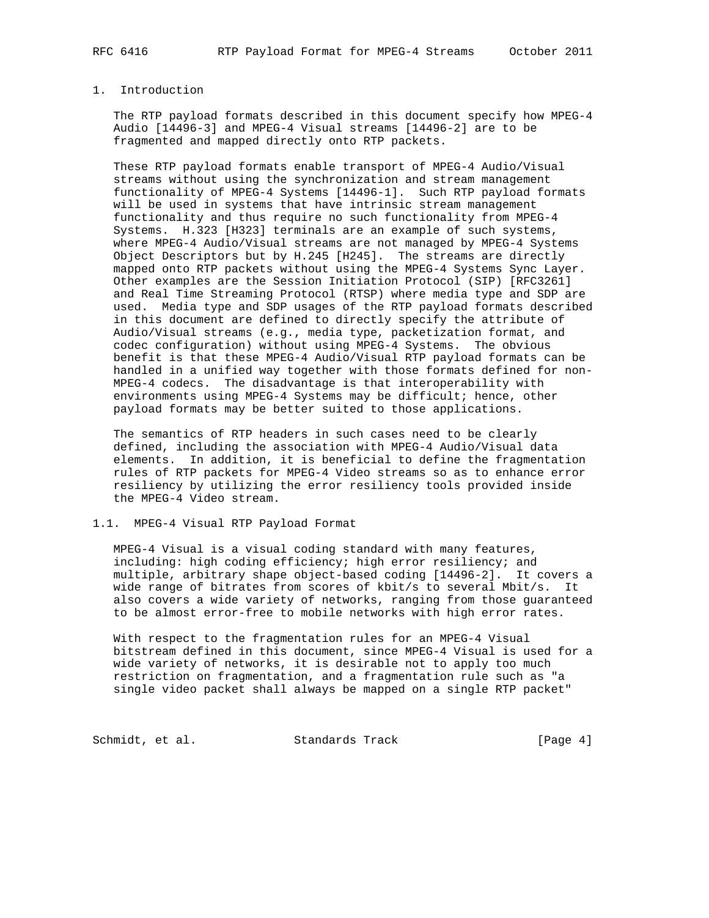# 1. Introduction

The RTP payload formats described in this document specify how MPEG-4 Audio [14496-3] and MPEG-4 Visual streams [14496-2] are to be fragmented and mapped directly onto RTP packets.

These RTP payload formats enable transport of MPEG-4 Audio/Visual streams without using the synchronization and stream management functionality of MPEG-4 Systems [14496-1]. Such RTP payload formats will be used in systems that have intrinsic stream management functionality and thus require no such functionality from MPEG-4 Systems. H.323 [H323] terminals are an example of such systems, where MPEG-4 Audio/Visual streams are not managed by MPEG-4 Systems Object Descriptors but by H.245 [H245]. The streams are directly mapped onto RTP packets without using the MPEG-4 Systems Sync Layer. Other examples are the Session Initiation Protocol (SIP) [RFC3261] and Real Time Streaming Protocol (RTSP) where media type and SDP are used. Media type and SDP usages of the RTP payload formats described in this document are defined to directly specify the attribute of Audio/Visual streams (e.g., media type, packetization format, and codec configuration) without using MPEG-4 Systems. The obvious benefit is that these MPEG-4 Audio/Visual RTP payload formats can be handled in a unified way together with those formats defined for non-MPEG-4 codecs. The disadvantage is that interoperability with environments using MPEG-4 Systems may be difficult; hence, other payload formats may be better suited to those applications.

The semantics of RTP headers in such cases need to be clearly defined, including the association with MPEG-4 Audio/Visual data elements. In addition, it is beneficial to define the fragmentation rules of RTP packets for MPEG-4 Video streams so as to enhance error resiliency by utilizing the error resiliency tools provided inside the MPEG-4 Video stream.

## 1.1. MPEG-4 Visual RTP Payload Format

MPEG-4 Visual is a visual coding standard with many features, including: high coding efficiency; high error resiliency; and multiple, arbitrary shape object-based coding [14496-2]. It covers a wide range of bitrates from scores of kbit/s to several Mbit/s. It also covers a wide variety of networks, ranging from those guaranteed to be almost error-free to mobile networks with high error rates.

With respect to the fragmentation rules for an MPEG-4 Visual bitstream defined in this document, since MPEG-4 Visual is used for a wide variety of networks, it is desirable not to apply too much restriction on fragmentation, and a fragmentation rule such as "a single video packet shall always be mapped on a single RTP packet"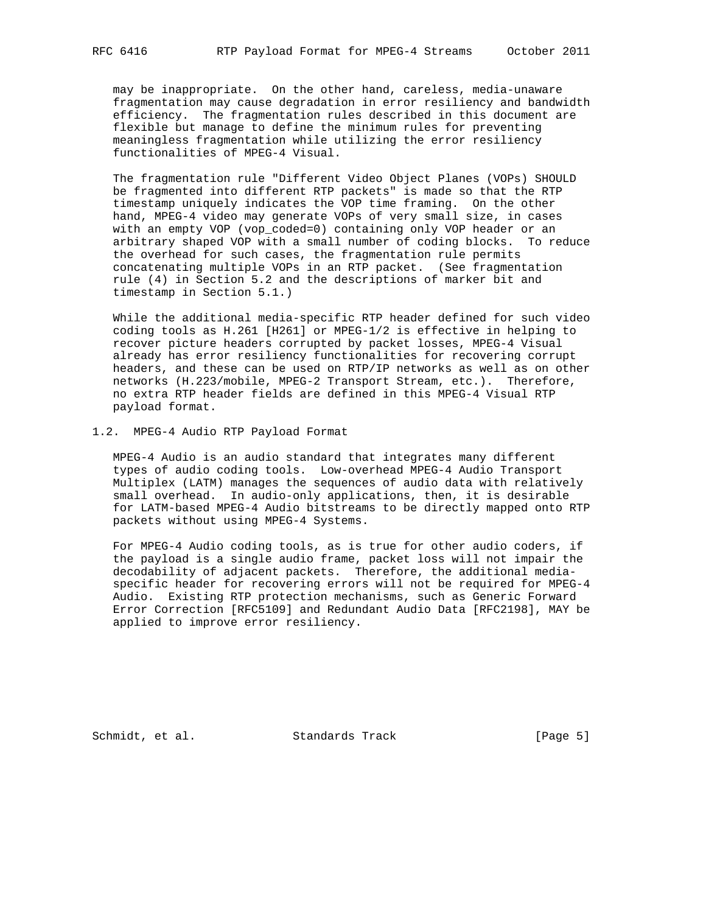may be inappropriate. On the other hand, careless, media-unaware fragmentation may cause degradation in error resiliency and bandwidth efficiency. The fragmentation rules described in this document are flexible but manage to define the minimum rules for preventing meaningless fragmentation while utilizing the error resiliency functionalities of MPEG-4 Visual.

The fragmentation rule "Different Video Object Planes (VOPs) SHOULD be fragmented into different RTP packets" is made so that the RTP timestamp uniquely indicates the VOP time framing. On the other hand, MPEG-4 video may generate VOPs of very small size, in cases with an empty VOP (vop_coded=0) containing only VOP header or an arbitrary shaped VOP with a small number of coding blocks. To reduce the overhead for such cases, the fragmentation rule permits concatenating multiple VOPs in an RTP packet. (See fragmentation rule (4) in Section 5.2 and the descriptions of marker bit and timestamp in Section 5.1.)

While the additional media-specific RTP header defined for such video coding tools as H.261 [H261] or MPEG-1/2 is effective in helping to recover picture headers corrupted by packet losses, MPEG-4 Visual already has error resiliency functionalities for recovering corrupt headers, and these can be used on RTP/IP networks as well as on other networks (H.223/mobile, MPEG-2 Transport Stream, etc.). Therefore, no extra RTP header fields are defined in this MPEG-4 Visual RTP payload format.

## 1.2. MPEG-4 Audio RTP Payload Format

MPEG-4 Audio is an audio standard that integrates many different types of audio coding tools. Low-overhead MPEG-4 Audio Transport Multiplex (LATM) manages the sequences of audio data with relatively small overhead. In audio-only applications, then, it is desirable for LATM-based MPEG-4 Audio bitstreams to be directly mapped onto RTP packets without using MPEG-4 Systems.

For MPEG-4 Audio coding tools, as is true for other audio coders, if the payload is a single audio frame, packet loss will not impair the decodability of adjacent packets. Therefore, the additional media-specific header for recovering errors will not be required for MPEG-4 Audio. Existing RTP protection mechanisms, such as Generic Forward Error Correction [RFC5109] and Redundant Audio Data [RFC2198], MAY be applied to improve error resiliency.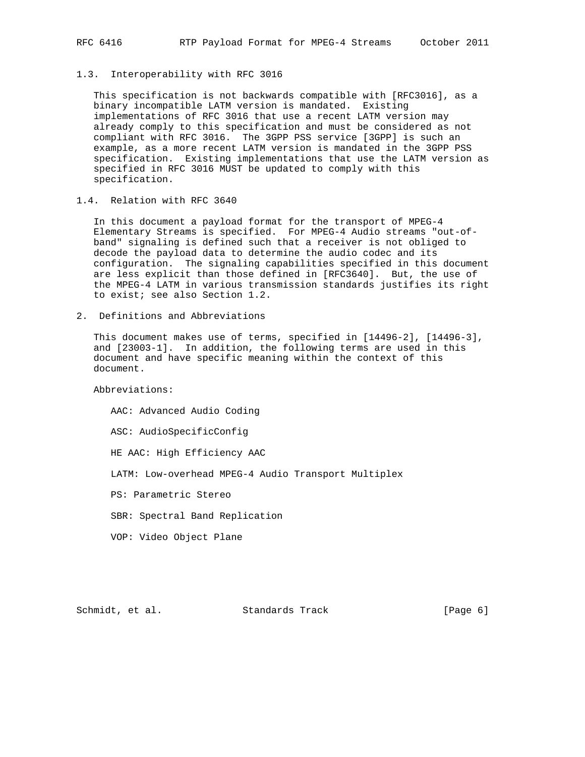### 1.3. Interoperability with RFC 3016

This specification is not backwards compatible with [RFC3016], as a binary incompatible LATM version is mandated. Existing implementations of RFC 3016 that use a recent LATM version may already comply to this specification and must be considered as not compliant with RFC 3016. The 3GPP PSS service [3GPP] is such an example, as a more recent LATM version is mandated in the 3GPP PSS specification. Existing implementations that use the LATM version as specified in RFC 3016 MUST be updated to comply with this specification.

### 1.4. Relation with RFC 3640

In this document a payload format for the transport of MPEG-4 Elementary Streams is specified. For MPEG-4 Audio streams "out-of-band" signaling is defined such that a receiver is not obliged to decode the payload data to determine the audio codec and its configuration. The signaling capabilities specified in this document are less explicit than those defined in [RFC3640]. But, the use of the MPEG-4 LATM in various transmission standards justifies its right to exist; see also Section 1.2.

## 2. Definitions and Abbreviations

This document makes use of terms, specified in [14496-2], [14496-3], and [23003-1]. In addition, the following terms are used in this document and have specific meaning within the context of this document.

Abbreviations:

AAC: Advanced Audio Coding

ASC: AudioSpecificConfig

HE AAC: High Efficiency AAC

LATM: Low-overhead MPEG-4 Audio Transport Multiplex

PS: Parametric Stereo

SBR: Spectral Band Replication

VOP: Video Object Plane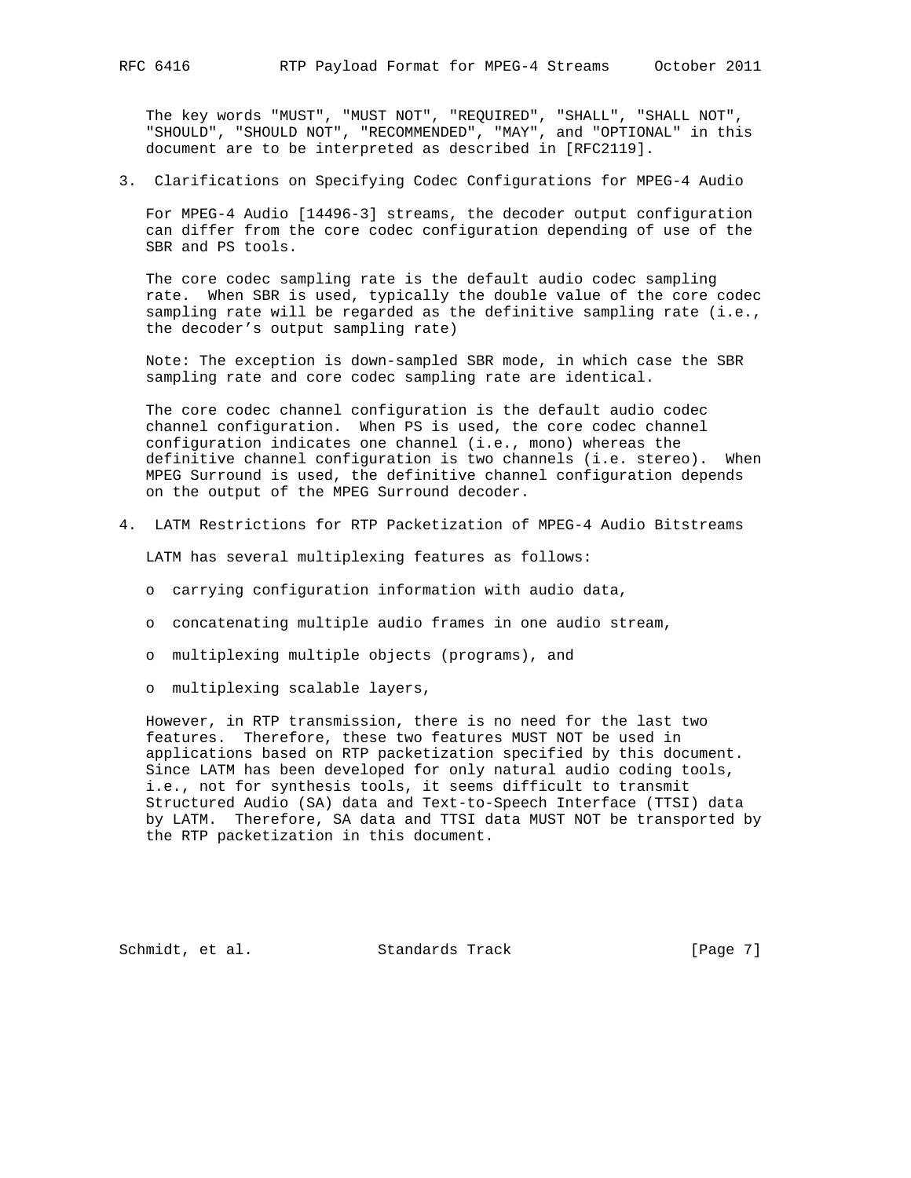The key words "MUST", "MUST NOT", "REQUIRED", "SHALL", "SHALL NOT", "SHOULD", "SHOULD NOT", "RECOMMENDED", "MAY", and "OPTIONAL" in this document are to be interpreted as described in [RFC2119].

## 3. Clarifications on Specifying Codec Configurations for MPEG-4 Audio

For MPEG-4 Audio [14496-3] streams, the decoder output configuration can differ from the core codec configuration depending of use of the SBR and PS tools.

The core codec sampling rate is the default audio codec sampling rate. When SBR is used, typically the double value of the core codec sampling rate will be regarded as the definitive sampling rate (i.e., the decoder's output sampling rate)

Note: The exception is down-sampled SBR mode, in which case the SBR sampling rate and core codec sampling rate are identical.

The core codec channel configuration is the default audio codec channel configuration. When PS is used, the core codec channel configuration indicates one channel (i.e., mono) whereas the definitive channel configuration is two channels (i.e. stereo). When MPEG Surround is used, the definitive channel configuration depends on the output of the MPEG Surround decoder.

## 4. LATM Restrictions for RTP Packetization of MPEG-4 Audio Bitstreams

LATM has several multiplexing features as follows:

- carrying configuration information with audio data,
- concatenating multiple audio frames in one audio stream,
- multiplexing multiple objects (programs), and
- multiplexing scalable layers,

However, in RTP transmission, there is no need for the last two features. Therefore, these two features MUST NOT be used in applications based on RTP packetization specified by this document. Since LATM has been developed for only natural audio coding tools, i.e., not for synthesis tools, it seems difficult to transmit Structured Audio (SA) data and Text-to-Speech Interface (TTSI) data by LATM. Therefore, SA data and TTSI data MUST NOT be transported by the RTP packetization in this document.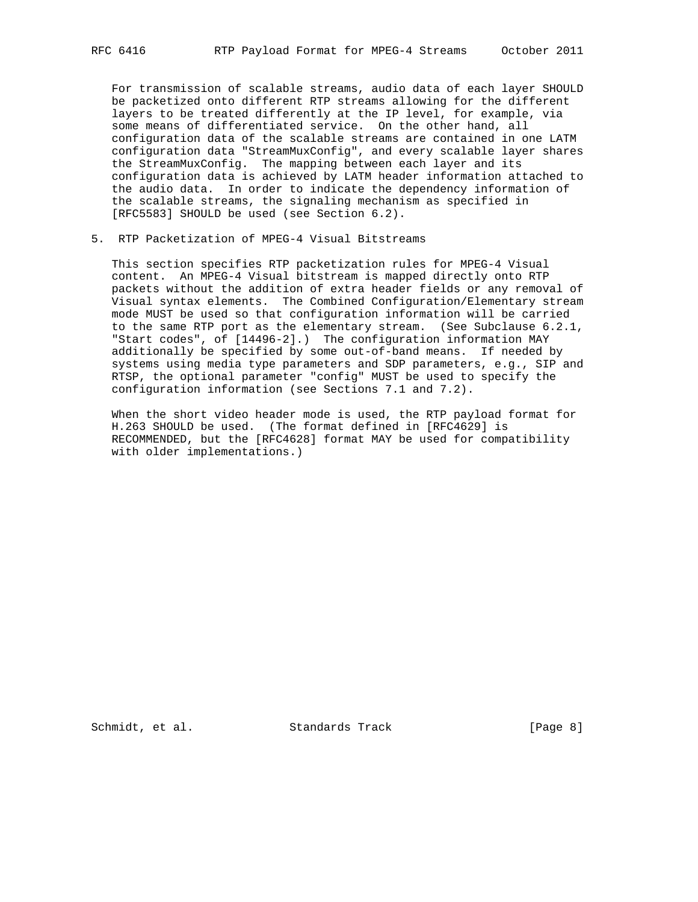For transmission of scalable streams, audio data of each layer SHOULD be packetized onto different RTP streams allowing for the different layers to be treated differently at the IP level, for example, via some means of differentiated service. On the other hand, all configuration data of the scalable streams are contained in one LATM configuration data "StreamMuxConfig", and every scalable layer shares the StreamMuxConfig. The mapping between each layer and its configuration data is achieved by LATM header information attached to the audio data. In order to indicate the dependency information of the scalable streams, the signaling mechanism as specified in [RFC5583] SHOULD be used (see Section 6.2).

## 5. RTP Packetization of MPEG-4 Visual Bitstreams

This section specifies RTP packetization rules for MPEG-4 Visual content. An MPEG-4 Visual bitstream is mapped directly onto RTP packets without the addition of extra header fields or any removal of Visual syntax elements. The Combined Configuration/Elementary stream mode MUST be used so that configuration information will be carried to the same RTP port as the elementary stream. (See Subclause 6.2.1, "Start codes", of [14496-2].) The configuration information MAY additionally be specified by some out-of-band means. If needed by systems using media type parameters and SDP parameters, e.g., SIP and RTSP, the optional parameter "config" MUST be used to specify the configuration information (see Sections 7.1 and 7.2).

When the short video header mode is used, the RTP payload format for H.263 SHOULD be used. (The format defined in [RFC4629] is RECOMMENDED, but the [RFC4628] format MAY be used for compatibility with older implementations.)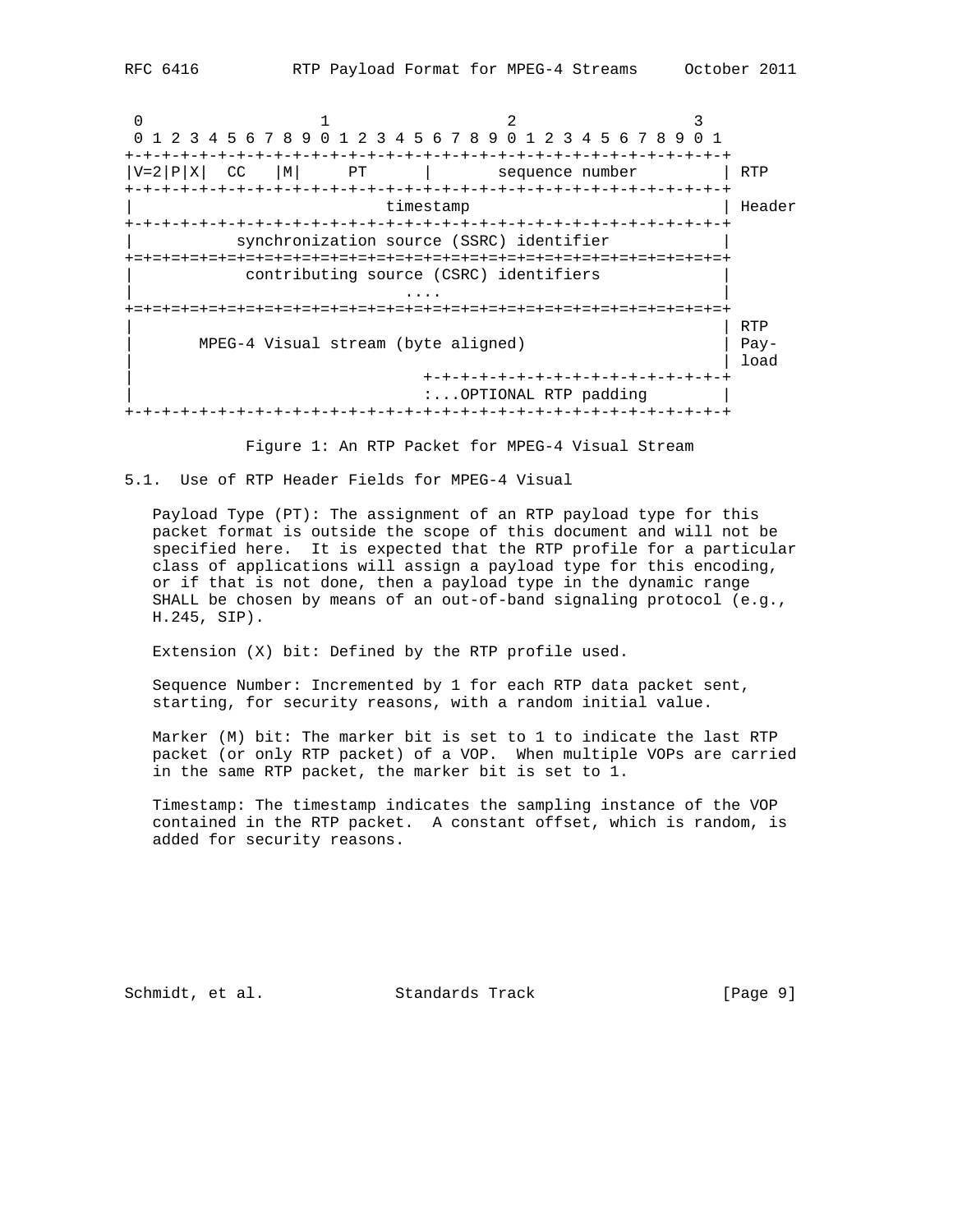```
 0                   1                   2                   3
 0 1 2 3 4 5 6 7 8 9 0 1 2 3 4 5 6 7 8 9 0 1 2 3 4 5 6 7 8 9 0 1
+-+-+-+-+-+-+-+-+-+-+-+-+-+-+-+-+-+-+-+-+-+-+-+-+-+-+-+-+-+-+-+-+
|V=2|P|X|  CC   |M|     PT      |       sequence number         | RTP
+-+-+-+-+-+-+-+-+-+-+-+-+-+-+-+-+-+-+-+-+-+-+-+-+-+-+-+-+-+-+-+-+
|                           timestamp                           | Header
+-+-+-+-+-+-+-+-+-+-+-+-+-+-+-+-+-+-+-+-+-+-+-+-+-+-+-+-+-+-+-+-+
|           synchronization source (SSRC) identifier            |
+=+=+=+=+=+=+=+=+=+=+=+=+=+=+=+=+=+=+=+=+=+=+=+=+=+=+=+=+=+=+=+=+
|            contributing source (CSRC) identifiers             |
|                             ....                              |
+=+=+=+=+=+=+=+=+=+=+=+=+=+=+=+=+=+=+=+=+=+=+=+=+=+=+=+=+=+=+=+=+
|                                                               | RTP
|       MPEG-4 Visual stream (byte aligned)                     | Pay-
|                                                               | load
|                               +-+-+-+-+-+-+-+-+-+-+-+-+-+-+-+-+
|                               :...OPTIONAL RTP padding        |
+-+-+-+-+-+-+-+-+-+-+-+-+-+-+-+-+-+-+-+-+-+-+-+-+-+-+-+-+-+-+-+-+
```

Figure 1: An RTP Packet for MPEG-4 Visual Stream

### 5.1. Use of RTP Header Fields for MPEG-4 Visual

Payload Type (PT): The assignment of an RTP payload type for this packet format is outside the scope of this document and will not be specified here. It is expected that the RTP profile for a particular class of applications will assign a payload type for this encoding, or if that is not done, then a payload type in the dynamic range SHALL be chosen by means of an out-of-band signaling protocol (e.g., H.245, SIP).

Extension (X) bit: Defined by the RTP profile used.

Sequence Number: Incremented by 1 for each RTP data packet sent, starting, for security reasons, with a random initial value.

Marker (M) bit: The marker bit is set to 1 to indicate the last RTP packet (or only RTP packet) of a VOP. When multiple VOPs are carried in the same RTP packet, the marker bit is set to 1.

Timestamp: The timestamp indicates the sampling instance of the VOP contained in the RTP packet. A constant offset, which is random, is added for security reasons.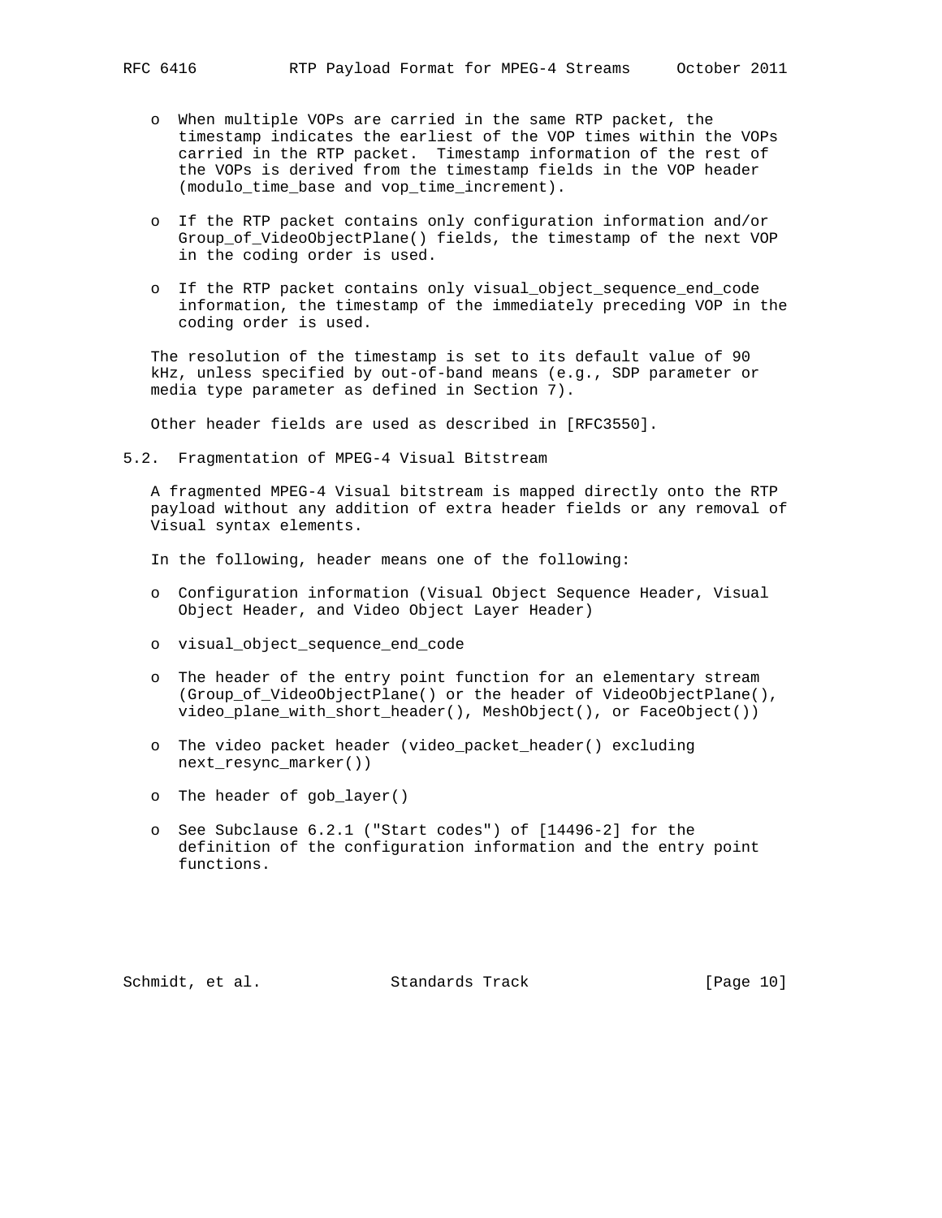- When multiple VOPs are carried in the same RTP packet, the timestamp indicates the earliest of the VOP times within the VOPs carried in the RTP packet. Timestamp information of the rest of the VOPs is derived from the timestamp fields in the VOP header (modulo_time_base and vop_time_increment).

- If the RTP packet contains only configuration information and/or Group_of_VideoObjectPlane() fields, the timestamp of the next VOP in the coding order is used.

- If the RTP packet contains only visual_object_sequence_end_code information, the timestamp of the immediately preceding VOP in the coding order is used.

The resolution of the timestamp is set to its default value of 90 kHz, unless specified by out-of-band means (e.g., SDP parameter or media type parameter as defined in Section 7).

Other header fields are used as described in [RFC3550].

## 5.2. Fragmentation of MPEG-4 Visual Bitstream

A fragmented MPEG-4 Visual bitstream is mapped directly onto the RTP payload without any addition of extra header fields or any removal of Visual syntax elements.

In the following, header means one of the following:

- Configuration information (Visual Object Sequence Header, Visual Object Header, and Video Object Layer Header)

- visual_object_sequence_end_code

- The header of the entry point function for an elementary stream (Group_of_VideoObjectPlane() or the header of VideoObjectPlane(), video_plane_with_short_header(), MeshObject(), or FaceObject())

- The video packet header (video_packet_header() excluding next_resync_marker())

- The header of gob_layer()

- See Subclause 6.2.1 ("Start codes") of [14496-2] for the definition of the configuration information and the entry point functions.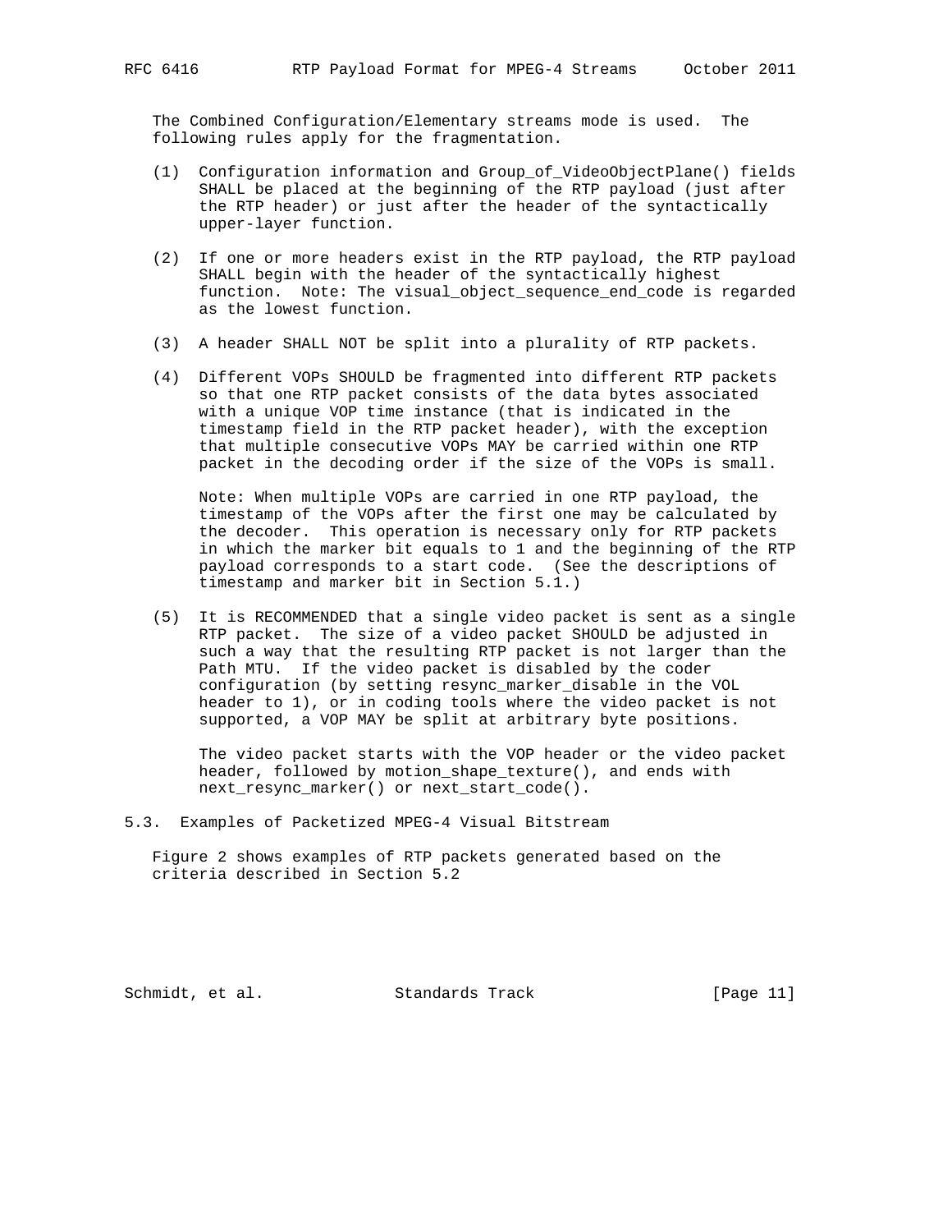The Combined Configuration/Elementary streams mode is used. The following rules apply for the fragmentation.

(1) Configuration information and Group_of_VideoObjectPlane() fields SHALL be placed at the beginning of the RTP payload (just after the RTP header) or just after the header of the syntactically upper-layer function.

(2) If one or more headers exist in the RTP payload, the RTP payload SHALL begin with the header of the syntactically highest function. Note: The visual_object_sequence_end_code is regarded as the lowest function.

(3) A header SHALL NOT be split into a plurality of RTP packets.

(4) Different VOPs SHOULD be fragmented into different RTP packets so that one RTP packet consists of the data bytes associated with a unique VOP time instance (that is indicated in the timestamp field in the RTP packet header), with the exception that multiple consecutive VOPs MAY be carried within one RTP packet in the decoding order if the size of the VOPs is small.

    Note: When multiple VOPs are carried in one RTP payload, the timestamp of the VOPs after the first one may be calculated by the decoder. This operation is necessary only for RTP packets in which the marker bit equals to 1 and the beginning of the RTP payload corresponds to a start code. (See the descriptions of timestamp and marker bit in Section 5.1.)

(5) It is RECOMMENDED that a single video packet is sent as a single RTP packet. The size of a video packet SHOULD be adjusted in such a way that the resulting RTP packet is not larger than the Path MTU. If the video packet is disabled by the coder configuration (by setting resync_marker_disable in the VOL header to 1), or in coding tools where the video packet is not supported, a VOP MAY be split at arbitrary byte positions.

    The video packet starts with the VOP header or the video packet header, followed by motion_shape_texture(), and ends with next_resync_marker() or next_start_code().

## 5.3. Examples of Packetized MPEG-4 Visual Bitstream

Figure 2 shows examples of RTP packets generated based on the criteria described in Section 5.2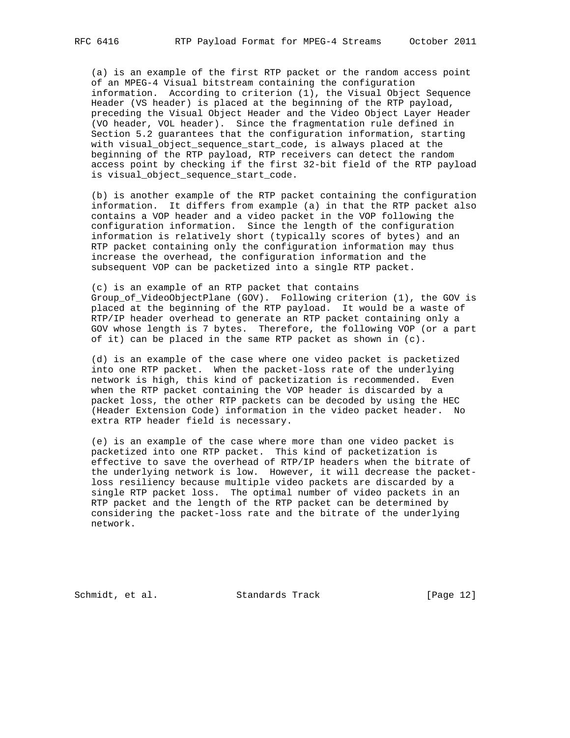(a) is an example of the first RTP packet or the random access point of an MPEG-4 Visual bitstream containing the configuration information. According to criterion (1), the Visual Object Sequence Header (VS header) is placed at the beginning of the RTP payload, preceding the Visual Object Header and the Video Object Layer Header (VO header, VOL header). Since the fragmentation rule defined in Section 5.2 guarantees that the configuration information, starting with visual_object_sequence_start_code, is always placed at the beginning of the RTP payload, RTP receivers can detect the random access point by checking if the first 32-bit field of the RTP payload is visual_object_sequence_start_code.

(b) is another example of the RTP packet containing the configuration information. It differs from example (a) in that the RTP packet also contains a VOP header and a video packet in the VOP following the configuration information. Since the length of the configuration information is relatively short (typically scores of bytes) and an RTP packet containing only the configuration information may thus increase the overhead, the configuration information and the subsequent VOP can be packetized into a single RTP packet.

(c) is an example of an RTP packet that contains Group_of_VideoObjectPlane (GOV). Following criterion (1), the GOV is placed at the beginning of the RTP payload. It would be a waste of RTP/IP header overhead to generate an RTP packet containing only a GOV whose length is 7 bytes. Therefore, the following VOP (or a part of it) can be placed in the same RTP packet as shown in (c).

(d) is an example of the case where one video packet is packetized into one RTP packet. When the packet-loss rate of the underlying network is high, this kind of packetization is recommended. Even when the RTP packet containing the VOP header is discarded by a packet loss, the other RTP packets can be decoded by using the HEC (Header Extension Code) information in the video packet header. No extra RTP header field is necessary.

(e) is an example of the case where more than one video packet is packetized into one RTP packet. This kind of packetization is effective to save the overhead of RTP/IP headers when the bitrate of the underlying network is low. However, it will decrease the packet-loss resiliency because multiple video packets are discarded by a single RTP packet loss. The optimal number of video packets in an RTP packet and the length of the RTP packet can be determined by considering the packet-loss rate and the bitrate of the underlying network.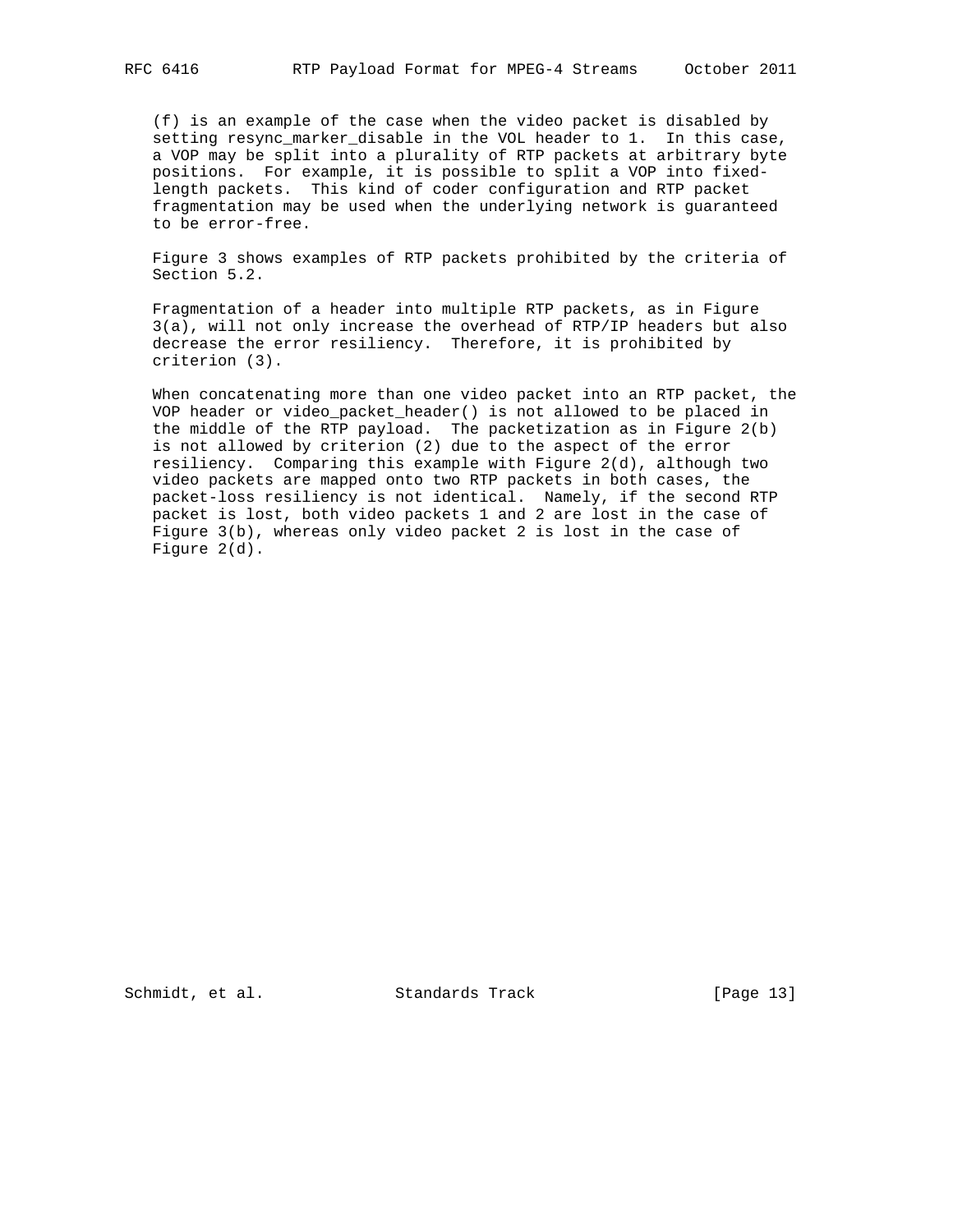(f) is an example of the case when the video packet is disabled by setting resync_marker_disable in the VOL header to 1. In this case, a VOP may be split into a plurality of RTP packets at arbitrary byte positions. For example, it is possible to split a VOP into fixed-length packets. This kind of coder configuration and RTP packet fragmentation may be used when the underlying network is guaranteed to be error-free.

Figure 3 shows examples of RTP packets prohibited by the criteria of Section 5.2.

Fragmentation of a header into multiple RTP packets, as in Figure 3(a), will not only increase the overhead of RTP/IP headers but also decrease the error resiliency. Therefore, it is prohibited by criterion (3).

When concatenating more than one video packet into an RTP packet, the VOP header or video_packet_header() is not allowed to be placed in the middle of the RTP payload. The packetization as in Figure 2(b) is not allowed by criterion (2) due to the aspect of the error resiliency. Comparing this example with Figure 2(d), although two video packets are mapped onto two RTP packets in both cases, the packet-loss resiliency is not identical. Namely, if the second RTP packet is lost, both video packets 1 and 2 are lost in the case of Figure 3(b), whereas only video packet 2 is lost in the case of Figure 2(d).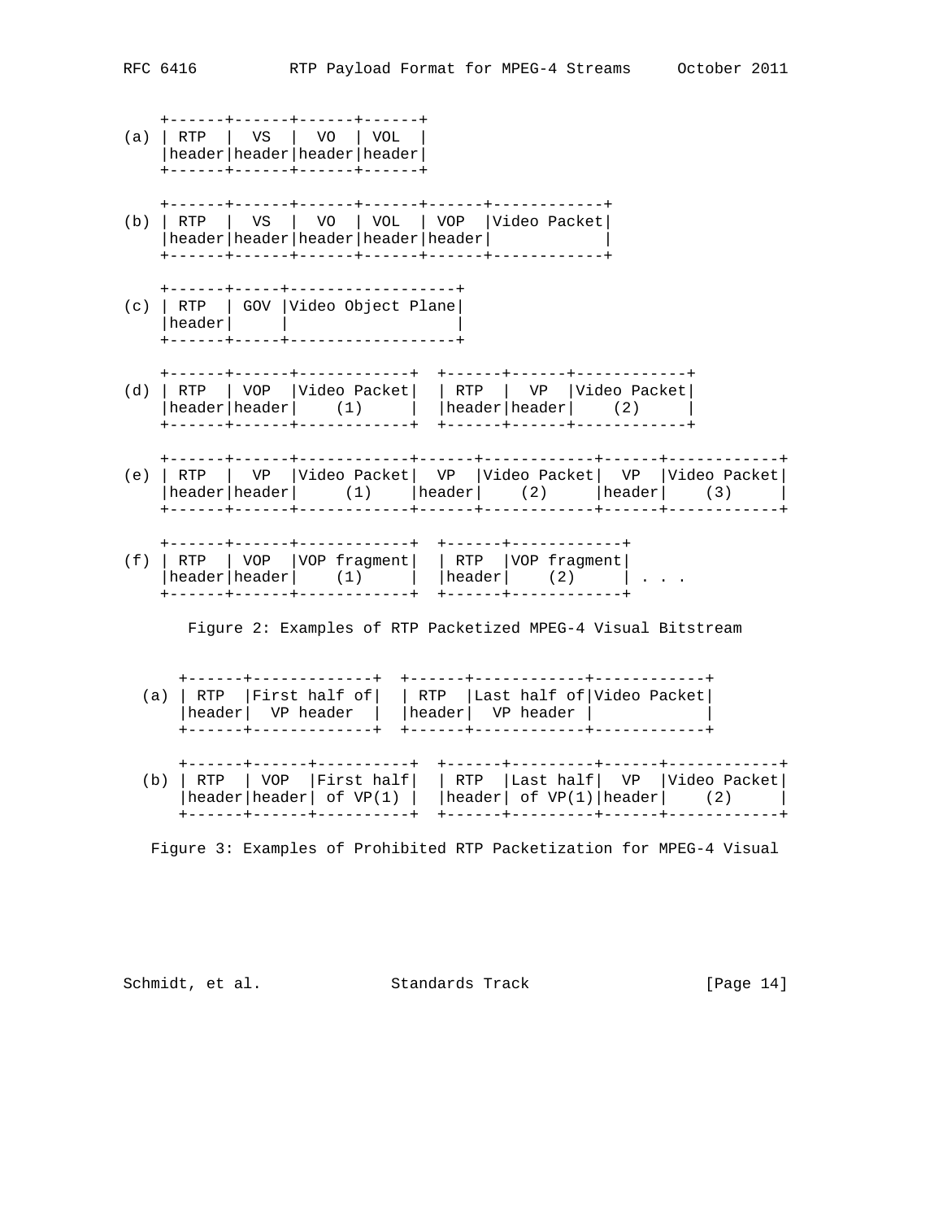```
    +------+------+------+------+
(a) | RTP  |  VS  |  VO  | VOL  |
    |header|header|header|header|
    +------+------+------+------+

    +------+------+------+------+------+------------+
(b) | RTP  |  VS  |  VO  | VOL  | VOP  |Video Packet|
    |header|header|header|header|header|            |
    +------+------+------+------+------+------------+

    +------+-----+------------------+
(c) | RTP  | GOV |Video Object Plane|
    |header|     |                  |
    +------+-----+------------------+

    +------+------+------------+  +------+------+------------+
(d) | RTP  | VOP  |Video Packet|  | RTP  |  VP  |Video Packet|
    |header|header|    (1)     |  |header|header|    (2)     |
    +------+------+------------+  +------+------+------------+

    +------+------+------------+------+------------+------+------------+
(e) | RTP  |  VP  |Video Packet|  VP  |Video Packet|  VP  |Video Packet|
    |header|header|     (1)    |header|    (2)     |header|    (3)     |
    +------+------+------------+------+------------+------+------------+

    +------+------+------------+  +------+------------+
(f) | RTP  | VOP  |VOP fragment|  | RTP  |VOP fragment|
    |header|header|    (1)     |  |header|    (2)     | . . .
    +------+------+------------+  +------+------------+
```

Figure 2: Examples of RTP Packetized MPEG-4 Visual Bitstream

```
     +------+-------------+  +------+------------+------------+
 (a) | RTP  |First half of|  | RTP  |Last half of|Video Packet|
     |header|  VP header  |  |header|  VP header |            |
     +------+-------------+  +------+------------+------------+

     +------+------+----------+  +------+---------+------+------------+
 (b) | RTP  | VOP  |First half|  | RTP  |Last half|  VP  |Video Packet|
     |header|header| of VP(1) |  |header| of VP(1)|header|    (2)     |
     +------+------+----------+  +------+---------+------+------------+
```

Figure 3: Examples of Prohibited RTP Packetization for MPEG-4 Visual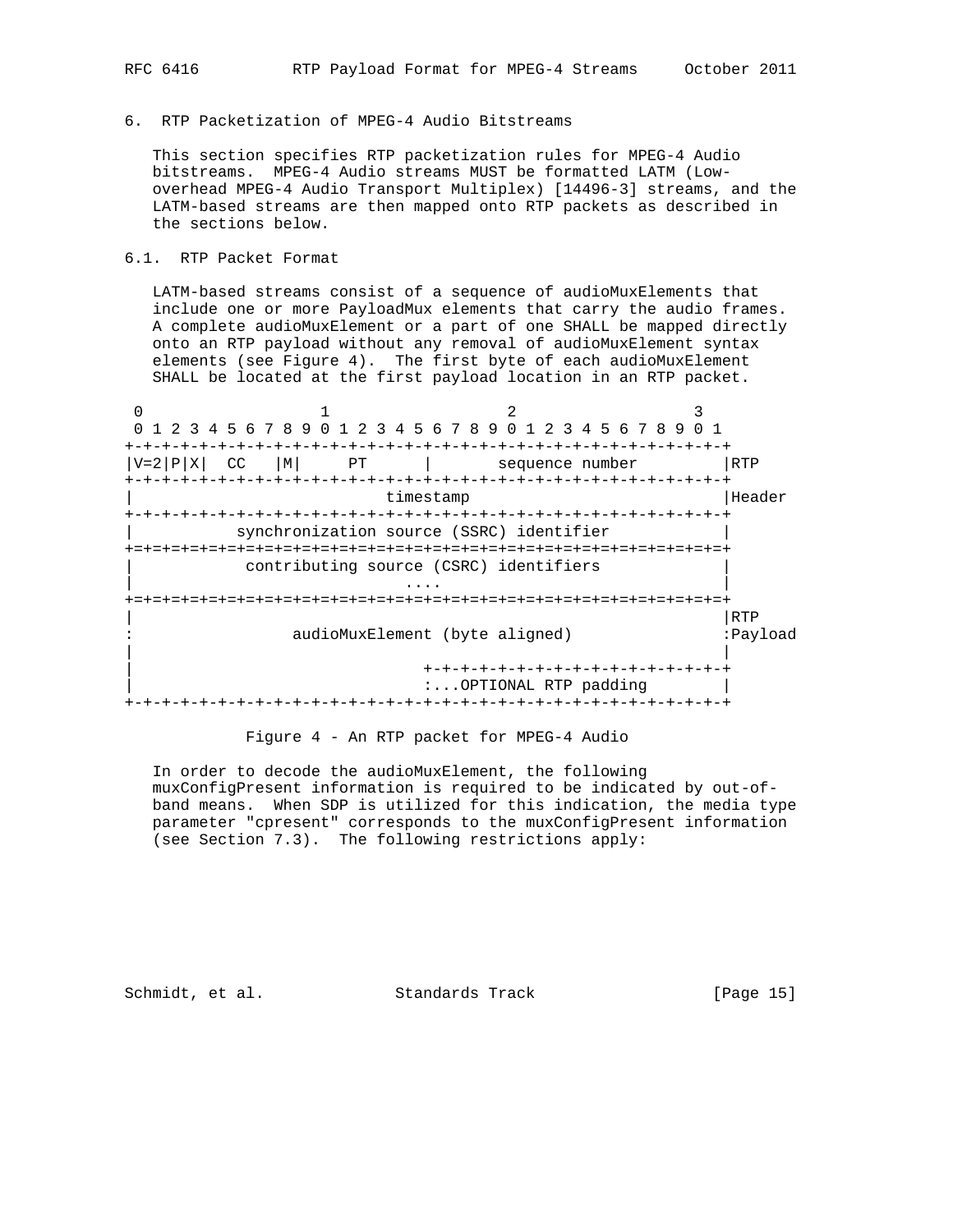## 6. RTP Packetization of MPEG-4 Audio Bitstreams

This section specifies RTP packetization rules for MPEG-4 Audio bitstreams. MPEG-4 Audio streams MUST be formatted LATM (Low-overhead MPEG-4 Audio Transport Multiplex) [14496-3] streams, and the LATM-based streams are then mapped onto RTP packets as described in the sections below.

### 6.1. RTP Packet Format

LATM-based streams consist of a sequence of audioMuxElements that include one or more PayloadMux elements that carry the audio frames. A complete audioMuxElement or a part of one SHALL be mapped directly onto an RTP payload without any removal of audioMuxElement syntax elements (see Figure 4). The first byte of each audioMuxElement SHALL be located at the first payload location in an RTP packet.

```
 0                   1                   2                   3
 0 1 2 3 4 5 6 7 8 9 0 1 2 3 4 5 6 7 8 9 0 1 2 3 4 5 6 7 8 9 0 1
+-+-+-+-+-+-+-+-+-+-+-+-+-+-+-+-+-+-+-+-+-+-+-+-+-+-+-+-+-+-+-+-+
|V=2|P|X|  CC   |M|     PT      |       sequence number         |RTP
+-+-+-+-+-+-+-+-+-+-+-+-+-+-+-+-+-+-+-+-+-+-+-+-+-+-+-+-+-+-+-+-+
|                           timestamp                           |Header
+-+-+-+-+-+-+-+-+-+-+-+-+-+-+-+-+-+-+-+-+-+-+-+-+-+-+-+-+-+-+-+-+
|           synchronization source (SSRC) identifier            |
+=+=+=+=+=+=+=+=+=+=+=+=+=+=+=+=+=+=+=+=+=+=+=+=+=+=+=+=+=+=+=+=+
|            contributing source (CSRC) identifiers             |
|                             ....                              |
+=+=+=+=+=+=+=+=+=+=+=+=+=+=+=+=+=+=+=+=+=+=+=+=+=+=+=+=+=+=+=+=+
|                                                               |RTP
:                 audioMuxElement (byte aligned)                :Payload
|                                                               |
|                               +-+-+-+-+-+-+-+-+-+-+-+-+-+-+-+-+
|                               :...OPTIONAL RTP padding        |
+-+-+-+-+-+-+-+-+-+-+-+-+-+-+-+-+-+-+-+-+-+-+-+-+-+-+-+-+-+-+-+-+
```

Figure 4 - An RTP packet for MPEG-4 Audio

In order to decode the audioMuxElement, the following muxConfigPresent information is required to be indicated by out-of-band means. When SDP is utilized for this indication, the media type parameter "cpresent" corresponds to the muxConfigPresent information (see Section 7.3). The following restrictions apply: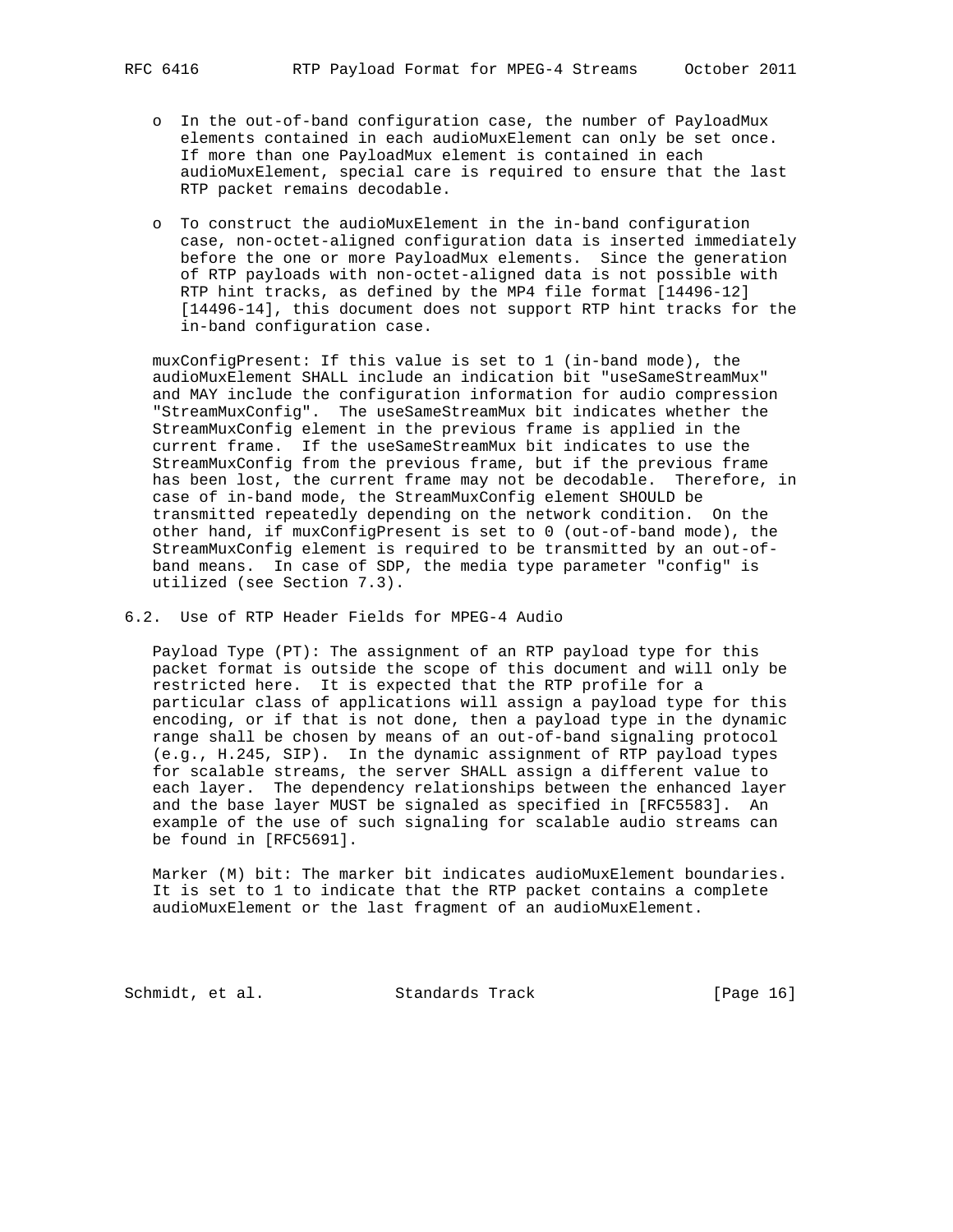- In the out-of-band configuration case, the number of PayloadMux elements contained in each audioMuxElement can only be set once. If more than one PayloadMux element is contained in each audioMuxElement, special care is required to ensure that the last RTP packet remains decodable.

- To construct the audioMuxElement in the in-band configuration case, non-octet-aligned configuration data is inserted immediately before the one or more PayloadMux elements. Since the generation of RTP payloads with non-octet-aligned data is not possible with RTP hint tracks, as defined by the MP4 file format [14496-12] [14496-14], this document does not support RTP hint tracks for the in-band configuration case.

muxConfigPresent: If this value is set to 1 (in-band mode), the audioMuxElement SHALL include an indication bit "useSameStreamMux" and MAY include the configuration information for audio compression "StreamMuxConfig". The useSameStreamMux bit indicates whether the StreamMuxConfig element in the previous frame is applied in the current frame. If the useSameStreamMux bit indicates to use the StreamMuxConfig from the previous frame, but if the previous frame has been lost, the current frame may not be decodable. Therefore, in case of in-band mode, the StreamMuxConfig element SHOULD be transmitted repeatedly depending on the network condition. On the other hand, if muxConfigPresent is set to 0 (out-of-band mode), the StreamMuxConfig element is required to be transmitted by an out-of-band means. In case of SDP, the media type parameter "config" is utilized (see Section 7.3).

## 6.2. Use of RTP Header Fields for MPEG-4 Audio

Payload Type (PT): The assignment of an RTP payload type for this packet format is outside the scope of this document and will only be restricted here. It is expected that the RTP profile for a particular class of applications will assign a payload type for this encoding, or if that is not done, then a payload type in the dynamic range shall be chosen by means of an out-of-band signaling protocol (e.g., H.245, SIP). In the dynamic assignment of RTP payload types for scalable streams, the server SHALL assign a different value to each layer. The dependency relationships between the enhanced layer and the base layer MUST be signaled as specified in [RFC5583]. An example of the use of such signaling for scalable audio streams can be found in [RFC5691].

Marker (M) bit: The marker bit indicates audioMuxElement boundaries. It is set to 1 to indicate that the RTP packet contains a complete audioMuxElement or the last fragment of an audioMuxElement.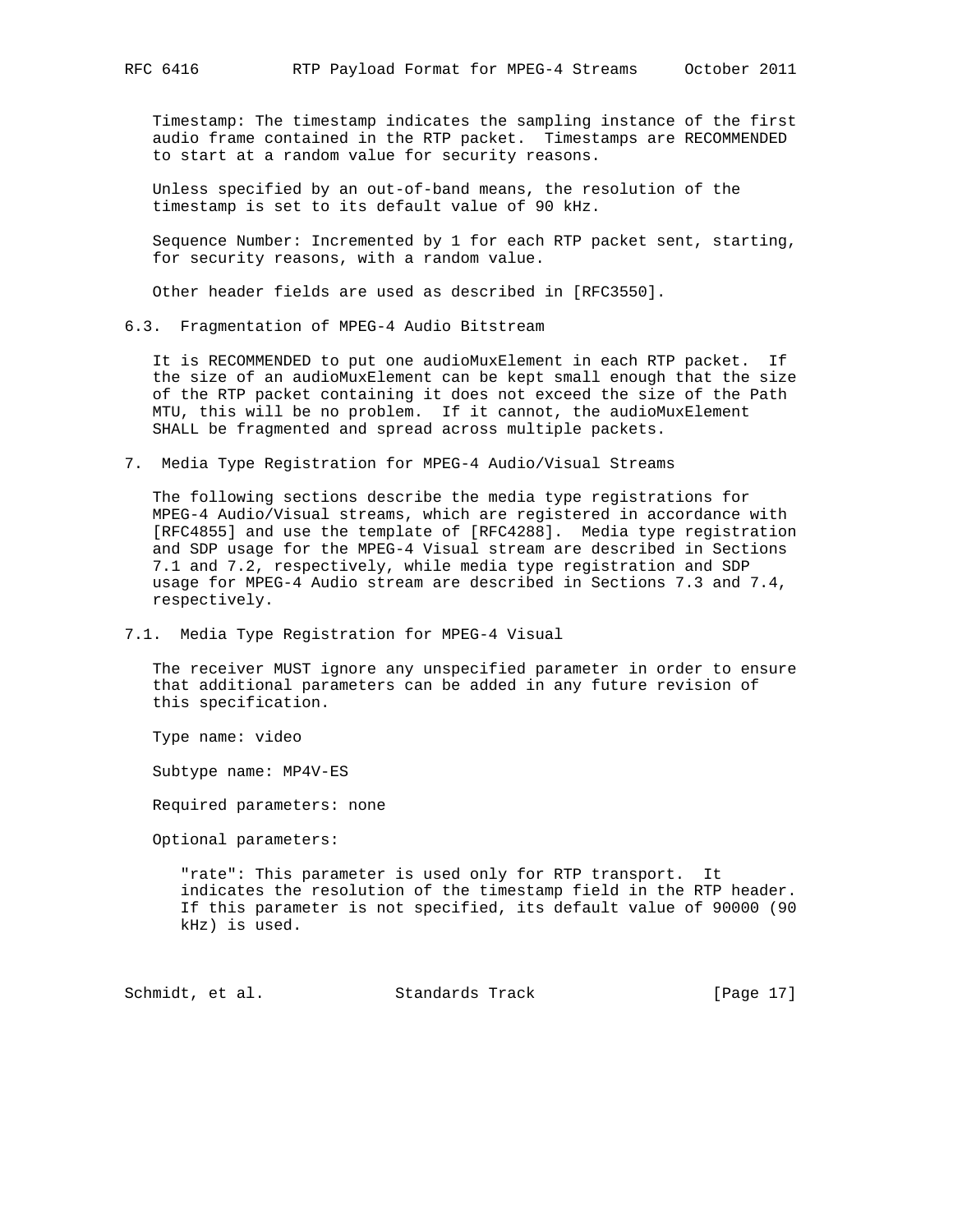Timestamp: The timestamp indicates the sampling instance of the first audio frame contained in the RTP packet. Timestamps are RECOMMENDED to start at a random value for security reasons.

Unless specified by an out-of-band means, the resolution of the timestamp is set to its default value of 90 kHz.

Sequence Number: Incremented by 1 for each RTP packet sent, starting, for security reasons, with a random value.

Other header fields are used as described in [RFC3550].

### 6.3. Fragmentation of MPEG-4 Audio Bitstream

It is RECOMMENDED to put one audioMuxElement in each RTP packet. If the size of an audioMuxElement can be kept small enough that the size of the RTP packet containing it does not exceed the size of the Path MTU, this will be no problem. If it cannot, the audioMuxElement SHALL be fragmented and spread across multiple packets.

## 7. Media Type Registration for MPEG-4 Audio/Visual Streams

The following sections describe the media type registrations for MPEG-4 Audio/Visual streams, which are registered in accordance with [RFC4855] and use the template of [RFC4288]. Media type registration and SDP usage for the MPEG-4 Visual stream are described in Sections 7.1 and 7.2, respectively, while media type registration and SDP usage for MPEG-4 Audio stream are described in Sections 7.3 and 7.4, respectively.

### 7.1. Media Type Registration for MPEG-4 Visual

The receiver MUST ignore any unspecified parameter in order to ensure that additional parameters can be added in any future revision of this specification.

Type name: video

Subtype name: MP4V-ES

Required parameters: none

Optional parameters:

"rate": This parameter is used only for RTP transport. It indicates the resolution of the timestamp field in the RTP header. If this parameter is not specified, its default value of 90000 (90 kHz) is used.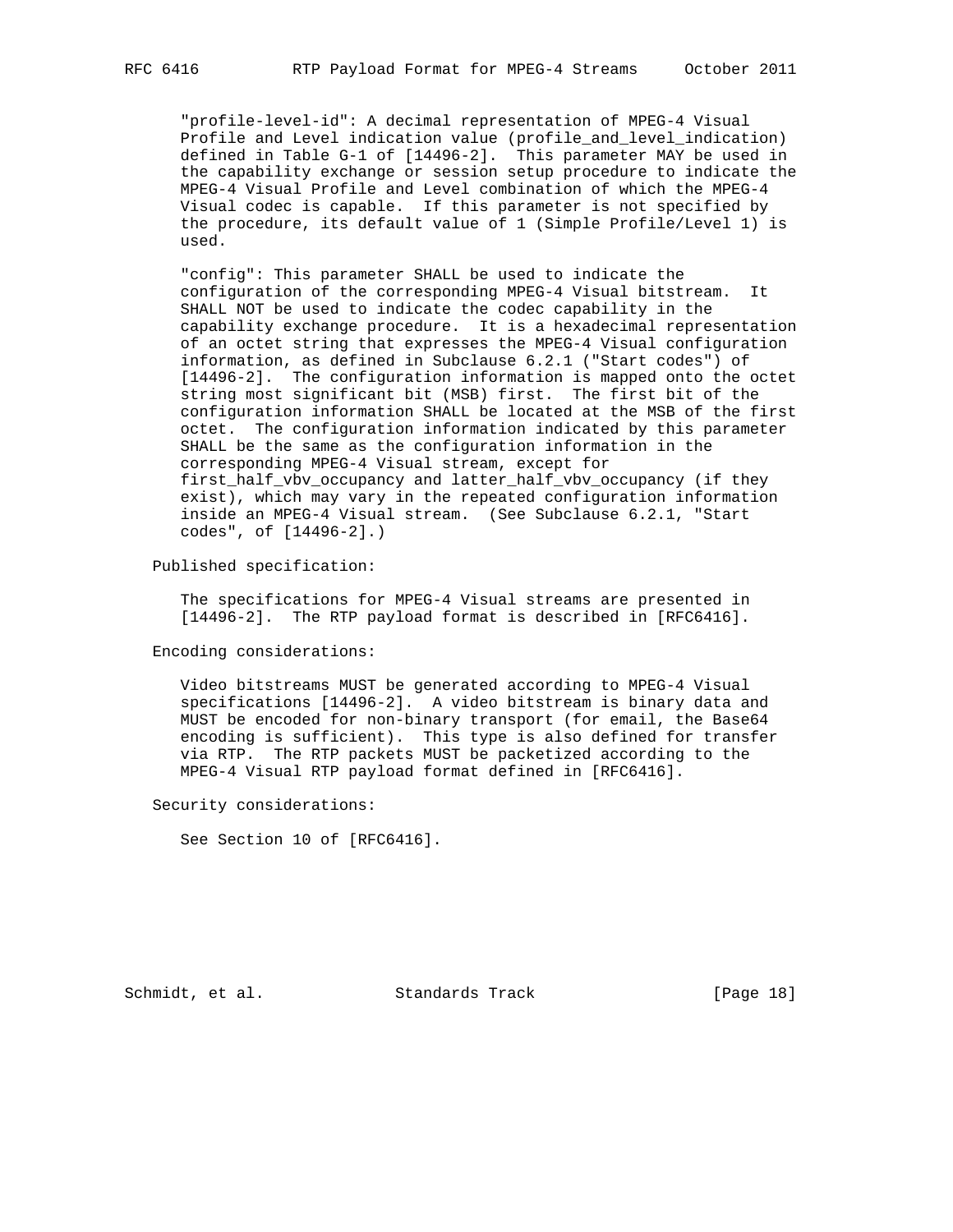"profile-level-id": A decimal representation of MPEG-4 Visual Profile and Level indication value (profile_and_level_indication) defined in Table G-1 of [14496-2]. This parameter MAY be used in the capability exchange or session setup procedure to indicate the MPEG-4 Visual Profile and Level combination of which the MPEG-4 Visual codec is capable. If this parameter is not specified by the procedure, its default value of 1 (Simple Profile/Level 1) is used.

"config": This parameter SHALL be used to indicate the configuration of the corresponding MPEG-4 Visual bitstream. It SHALL NOT be used to indicate the codec capability in the capability exchange procedure. It is a hexadecimal representation of an octet string that expresses the MPEG-4 Visual configuration information, as defined in Subclause 6.2.1 ("Start codes") of [14496-2]. The configuration information is mapped onto the octet string most significant bit (MSB) first. The first bit of the configuration information SHALL be located at the MSB of the first octet. The configuration information indicated by this parameter SHALL be the same as the configuration information in the corresponding MPEG-4 Visual stream, except for first_half_vbv_occupancy and latter_half_vbv_occupancy (if they exist), which may vary in the repeated configuration information inside an MPEG-4 Visual stream. (See Subclause 6.2.1, "Start codes", of [14496-2].)

Published specification:

The specifications for MPEG-4 Visual streams are presented in [14496-2]. The RTP payload format is described in [RFC6416].

Encoding considerations:

Video bitstreams MUST be generated according to MPEG-4 Visual specifications [14496-2]. A video bitstream is binary data and MUST be encoded for non-binary transport (for email, the Base64 encoding is sufficient). This type is also defined for transfer via RTP. The RTP packets MUST be packetized according to the MPEG-4 Visual RTP payload format defined in [RFC6416].

Security considerations:

See Section 10 of [RFC6416].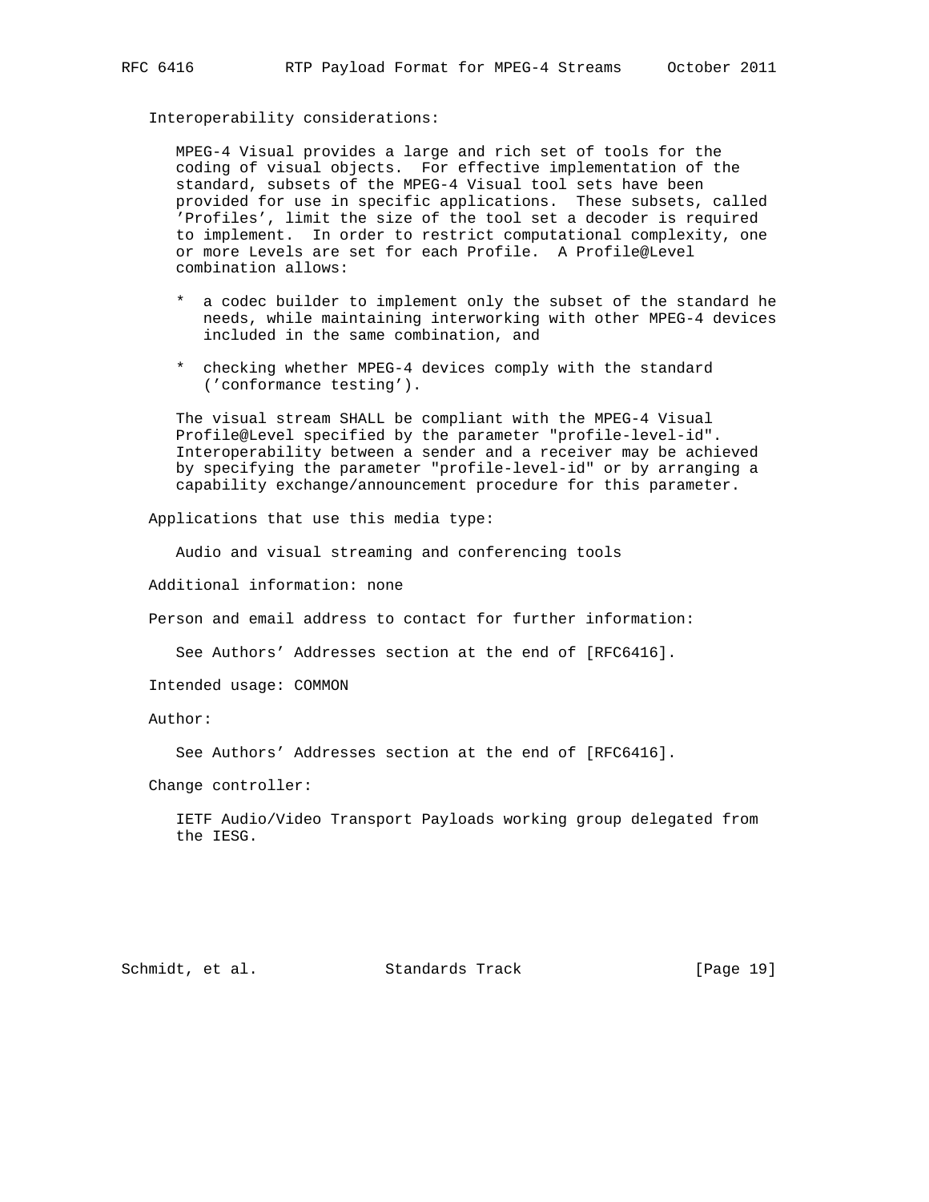Interoperability considerations:

MPEG-4 Visual provides a large and rich set of tools for the coding of visual objects. For effective implementation of the standard, subsets of the MPEG-4 Visual tool sets have been provided for use in specific applications. These subsets, called 'Profiles', limit the size of the tool set a decoder is required to implement. In order to restrict computational complexity, one or more Levels are set for each Profile. A Profile@Level combination allows:

* a codec builder to implement only the subset of the standard he needs, while maintaining interworking with other MPEG-4 devices included in the same combination, and

* checking whether MPEG-4 devices comply with the standard ('conformance testing').

The visual stream SHALL be compliant with the MPEG-4 Visual Profile@Level specified by the parameter "profile-level-id". Interoperability between a sender and a receiver may be achieved by specifying the parameter "profile-level-id" or by arranging a capability exchange/announcement procedure for this parameter.

Applications that use this media type:

Audio and visual streaming and conferencing tools

Additional information: none

Person and email address to contact for further information:

See Authors' Addresses section at the end of [RFC6416].

Intended usage: COMMON

Author:

See Authors' Addresses section at the end of [RFC6416].

Change controller:

IETF Audio/Video Transport Payloads working group delegated from the IESG.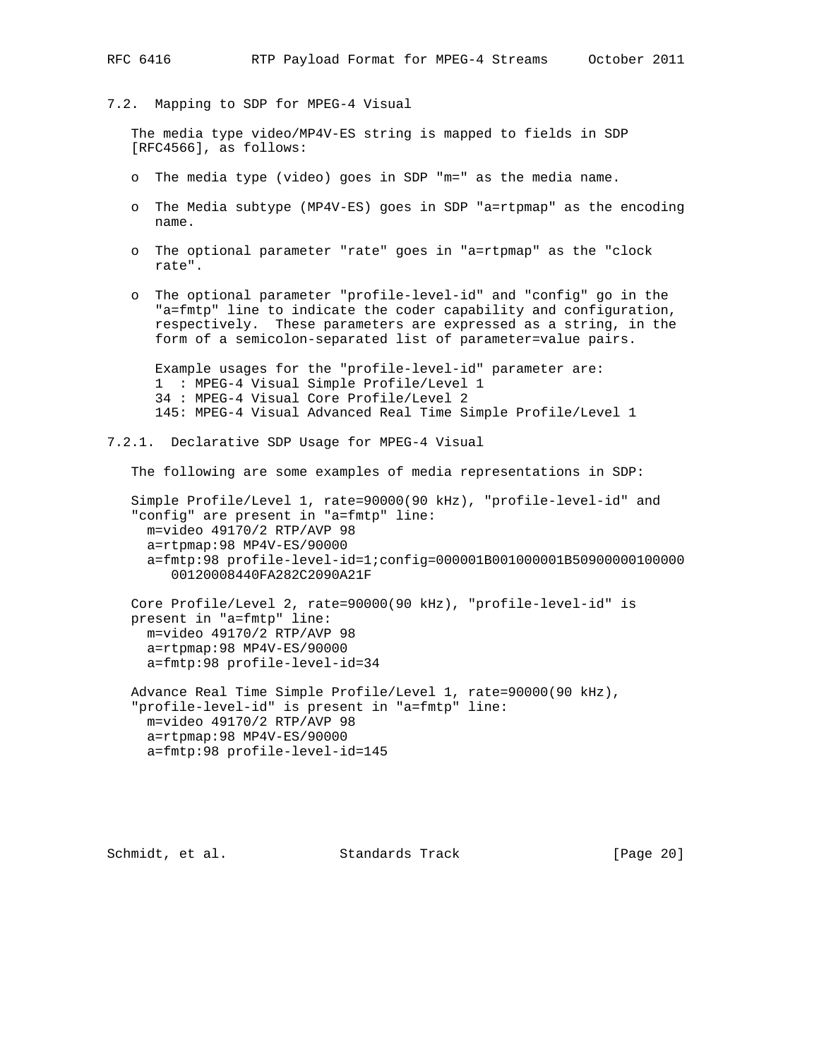## 7.2. Mapping to SDP for MPEG-4 Visual

The media type video/MP4V-ES string is mapped to fields in SDP [RFC4566], as follows:

- The media type (video) goes in SDP "m=" as the media name.
- The Media subtype (MP4V-ES) goes in SDP "a=rtpmap" as the encoding name.
- The optional parameter "rate" goes in "a=rtpmap" as the "clock rate".
- The optional parameter "profile-level-id" and "config" go in the "a=fmtp" line to indicate the coder capability and configuration, respectively. These parameters are expressed as a string, in the form of a semicolon-separated list of parameter=value pairs.

  Example usages for the "profile-level-id" parameter are:

  ```
  1  : MPEG-4 Visual Simple Profile/Level 1
  34 : MPEG-4 Visual Core Profile/Level 2
  145: MPEG-4 Visual Advanced Real Time Simple Profile/Level 1
  ```

### 7.2.1. Declarative SDP Usage for MPEG-4 Visual

The following are some examples of media representations in SDP:

Simple Profile/Level 1, rate=90000(90 kHz), "profile-level-id" and "config" are present in "a=fmtp" line:

```
m=video 49170/2 RTP/AVP 98
a=rtpmap:98 MP4V-ES/90000
a=fmtp:98 profile-level-id=1;config=000001B001000001B50900000100000
   00120008440FA282C2090A21F
```

Core Profile/Level 2, rate=90000(90 kHz), "profile-level-id" is present in "a=fmtp" line:

```
m=video 49170/2 RTP/AVP 98
a=rtpmap:98 MP4V-ES/90000
a=fmtp:98 profile-level-id=34
```

Advance Real Time Simple Profile/Level 1, rate=90000(90 kHz), "profile-level-id" is present in "a=fmtp" line:

```
m=video 49170/2 RTP/AVP 98
a=rtpmap:98 MP4V-ES/90000
a=fmtp:98 profile-level-id=145
```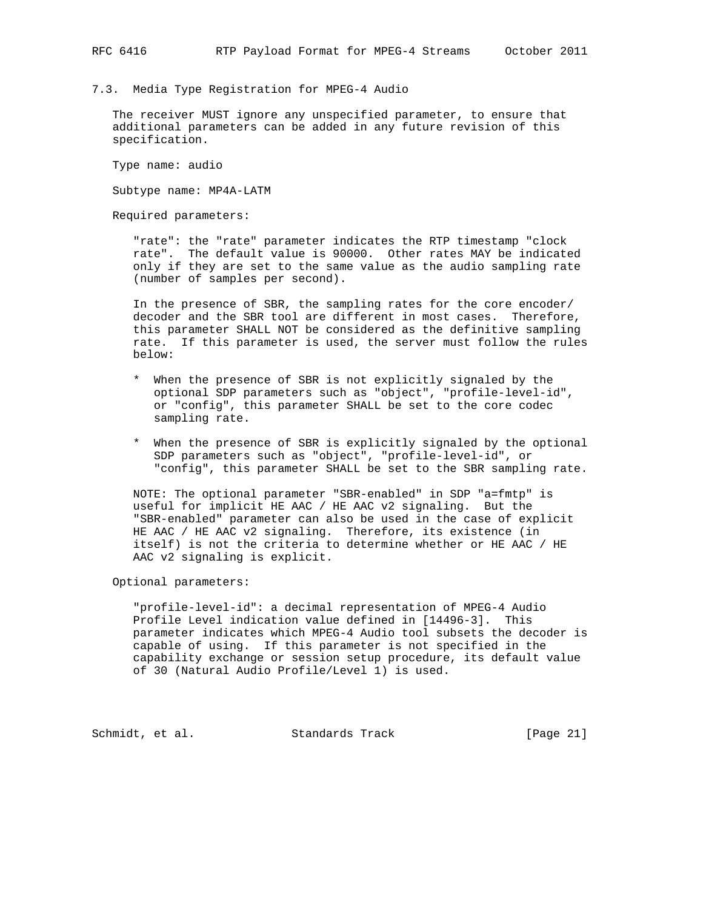### 7.3. Media Type Registration for MPEG-4 Audio

The receiver MUST ignore any unspecified parameter, to ensure that additional parameters can be added in any future revision of this specification.

Type name: audio

Subtype name: MP4A-LATM

Required parameters:

"rate": the "rate" parameter indicates the RTP timestamp "clock rate". The default value is 90000. Other rates MAY be indicated only if they are set to the same value as the audio sampling rate (number of samples per second).

In the presence of SBR, the sampling rates for the core encoder/ decoder and the SBR tool are different in most cases. Therefore, this parameter SHALL NOT be considered as the definitive sampling rate. If this parameter is used, the server must follow the rules below:

* When the presence of SBR is not explicitly signaled by the optional SDP parameters such as "object", "profile-level-id", or "config", this parameter SHALL be set to the core codec sampling rate.

* When the presence of SBR is explicitly signaled by the optional SDP parameters such as "object", "profile-level-id", or "config", this parameter SHALL be set to the SBR sampling rate.

NOTE: The optional parameter "SBR-enabled" in SDP "a=fmtp" is useful for implicit HE AAC / HE AAC v2 signaling. But the "SBR-enabled" parameter can also be used in the case of explicit HE AAC / HE AAC v2 signaling. Therefore, its existence (in itself) is not the criteria to determine whether or HE AAC / HE AAC v2 signaling is explicit.

Optional parameters:

"profile-level-id": a decimal representation of MPEG-4 Audio Profile Level indication value defined in [14496-3]. This parameter indicates which MPEG-4 Audio tool subsets the decoder is capable of using. If this parameter is not specified in the capability exchange or session setup procedure, its default value of 30 (Natural Audio Profile/Level 1) is used.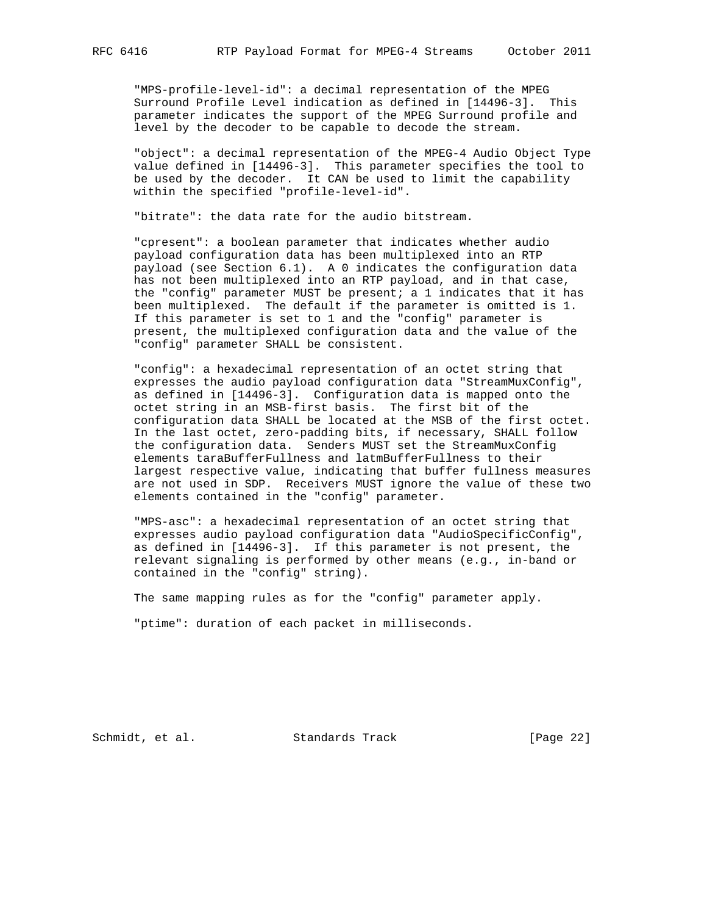"MPS-profile-level-id": a decimal representation of the MPEG Surround Profile Level indication as defined in [14496-3]. This parameter indicates the support of the MPEG Surround profile and level by the decoder to be capable to decode the stream.

"object": a decimal representation of the MPEG-4 Audio Object Type value defined in [14496-3]. This parameter specifies the tool to be used by the decoder. It CAN be used to limit the capability within the specified "profile-level-id".

"bitrate": the data rate for the audio bitstream.

"cpresent": a boolean parameter that indicates whether audio payload configuration data has been multiplexed into an RTP payload (see Section 6.1). A 0 indicates the configuration data has not been multiplexed into an RTP payload, and in that case, the "config" parameter MUST be present; a 1 indicates that it has been multiplexed. The default if the parameter is omitted is 1. If this parameter is set to 1 and the "config" parameter is present, the multiplexed configuration data and the value of the "config" parameter SHALL be consistent.

"config": a hexadecimal representation of an octet string that expresses the audio payload configuration data "StreamMuxConfig", as defined in [14496-3]. Configuration data is mapped onto the octet string in an MSB-first basis. The first bit of the configuration data SHALL be located at the MSB of the first octet. In the last octet, zero-padding bits, if necessary, SHALL follow the configuration data. Senders MUST set the StreamMuxConfig elements taraBufferFullness and latmBufferFullness to their largest respective value, indicating that buffer fullness measures are not used in SDP. Receivers MUST ignore the value of these two elements contained in the "config" parameter.

"MPS-asc": a hexadecimal representation of an octet string that expresses audio payload configuration data "AudioSpecificConfig", as defined in [14496-3]. If this parameter is not present, the relevant signaling is performed by other means (e.g., in-band or contained in the "config" string).

The same mapping rules as for the "config" parameter apply.

"ptime": duration of each packet in milliseconds.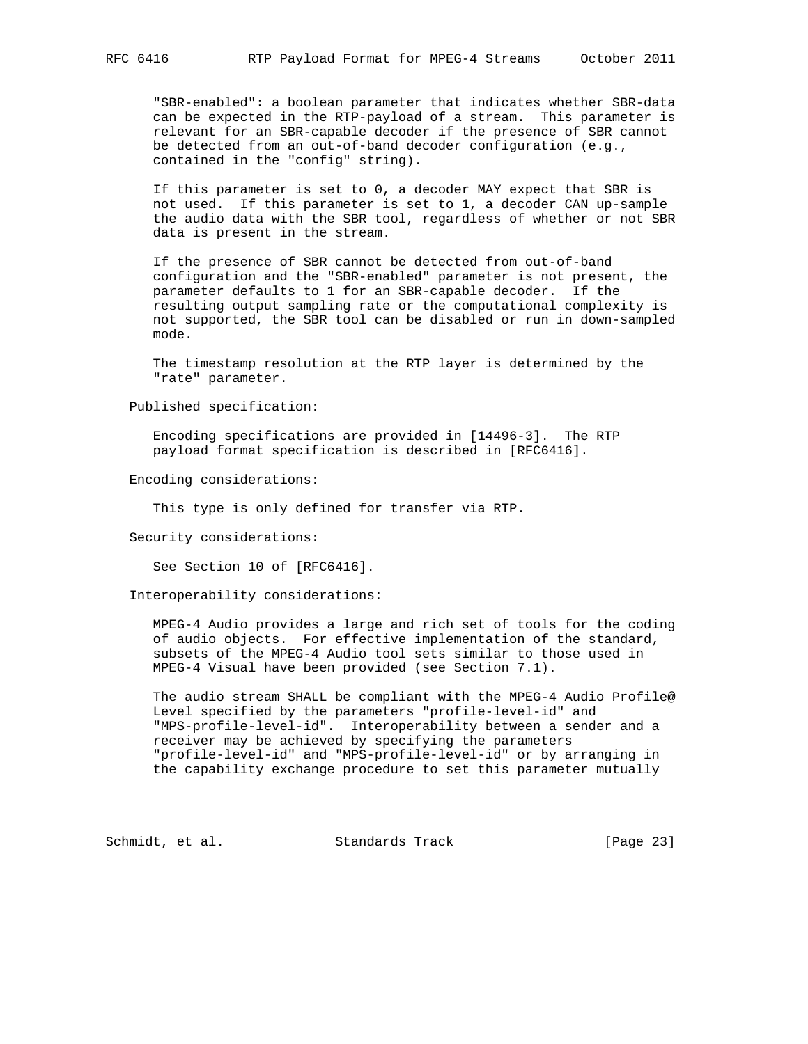"SBR-enabled": a boolean parameter that indicates whether SBR-data can be expected in the RTP-payload of a stream. This parameter is relevant for an SBR-capable decoder if the presence of SBR cannot be detected from an out-of-band decoder configuration (e.g., contained in the "config" string).

If this parameter is set to 0, a decoder MAY expect that SBR is not used. If this parameter is set to 1, a decoder CAN up-sample the audio data with the SBR tool, regardless of whether or not SBR data is present in the stream.

If the presence of SBR cannot be detected from out-of-band configuration and the "SBR-enabled" parameter is not present, the parameter defaults to 1 for an SBR-capable decoder. If the resulting output sampling rate or the computational complexity is not supported, the SBR tool can be disabled or run in down-sampled mode.

The timestamp resolution at the RTP layer is determined by the "rate" parameter.

Published specification:

Encoding specifications are provided in [14496-3]. The RTP payload format specification is described in [RFC6416].

Encoding considerations:

This type is only defined for transfer via RTP.

Security considerations:

See Section 10 of [RFC6416].

Interoperability considerations:

MPEG-4 Audio provides a large and rich set of tools for the coding of audio objects. For effective implementation of the standard, subsets of the MPEG-4 Audio tool sets similar to those used in MPEG-4 Visual have been provided (see Section 7.1).

The audio stream SHALL be compliant with the MPEG-4 Audio Profile@ Level specified by the parameters "profile-level-id" and "MPS-profile-level-id". Interoperability between a sender and a receiver may be achieved by specifying the parameters "profile-level-id" and "MPS-profile-level-id" or by arranging in the capability exchange procedure to set this parameter mutually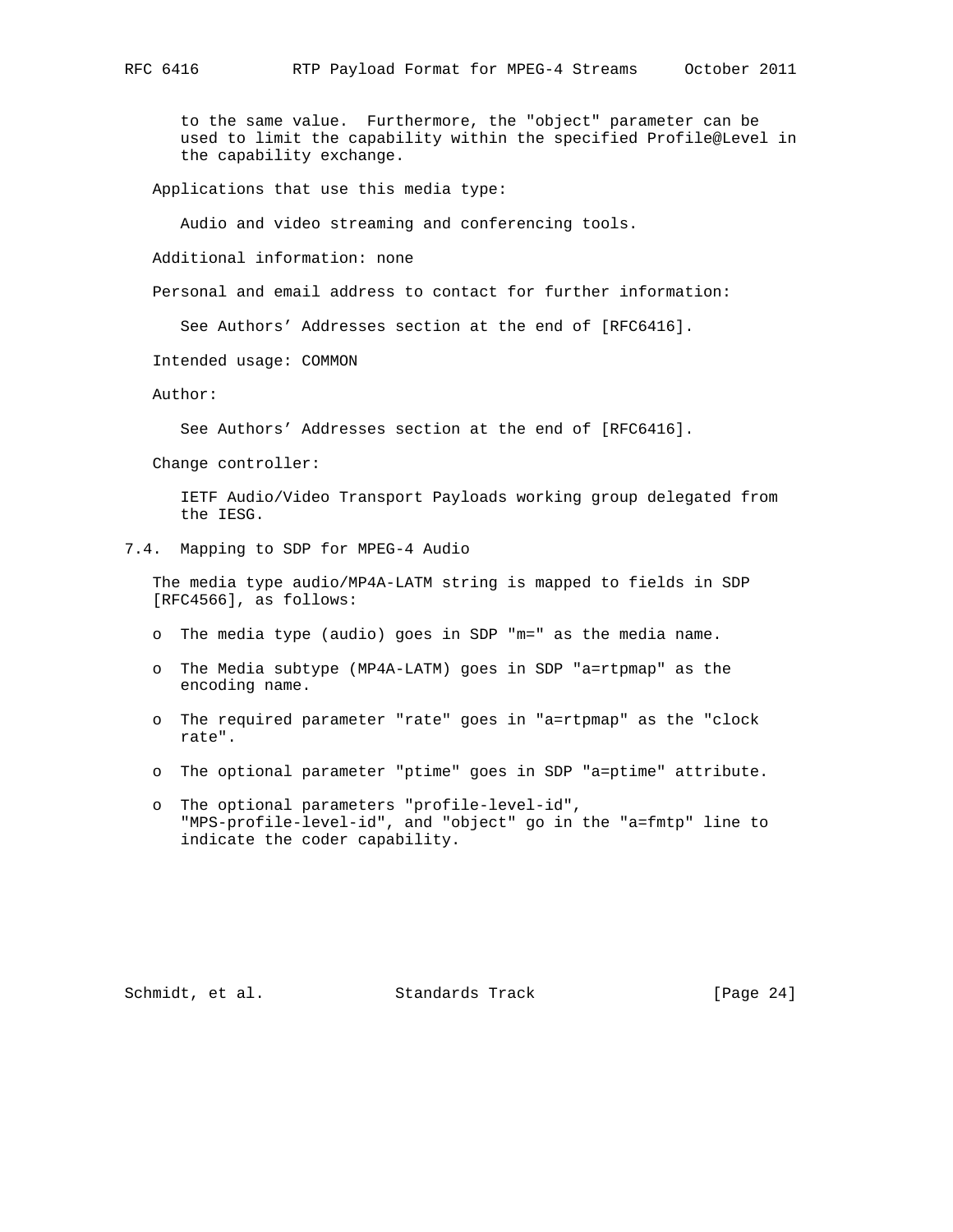to the same value. Furthermore, the "object" parameter can be used to limit the capability within the specified Profile@Level in the capability exchange.

Applications that use this media type:

Audio and video streaming and conferencing tools.

Additional information: none

Personal and email address to contact for further information:

See Authors' Addresses section at the end of [RFC6416].

Intended usage: COMMON

Author:

See Authors' Addresses section at the end of [RFC6416].

Change controller:

IETF Audio/Video Transport Payloads working group delegated from the IESG.

## 7.4. Mapping to SDP for MPEG-4 Audio

The media type audio/MP4A-LATM string is mapped to fields in SDP [RFC4566], as follows:

- o The media type (audio) goes in SDP "m=" as the media name.
- o The Media subtype (MP4A-LATM) goes in SDP "a=rtpmap" as the encoding name.
- o The required parameter "rate" goes in "a=rtpmap" as the "clock rate".
- o The optional parameter "ptime" goes in SDP "a=ptime" attribute.
- o The optional parameters "profile-level-id", "MPS-profile-level-id", and "object" go in the "a=fmtp" line to indicate the coder capability.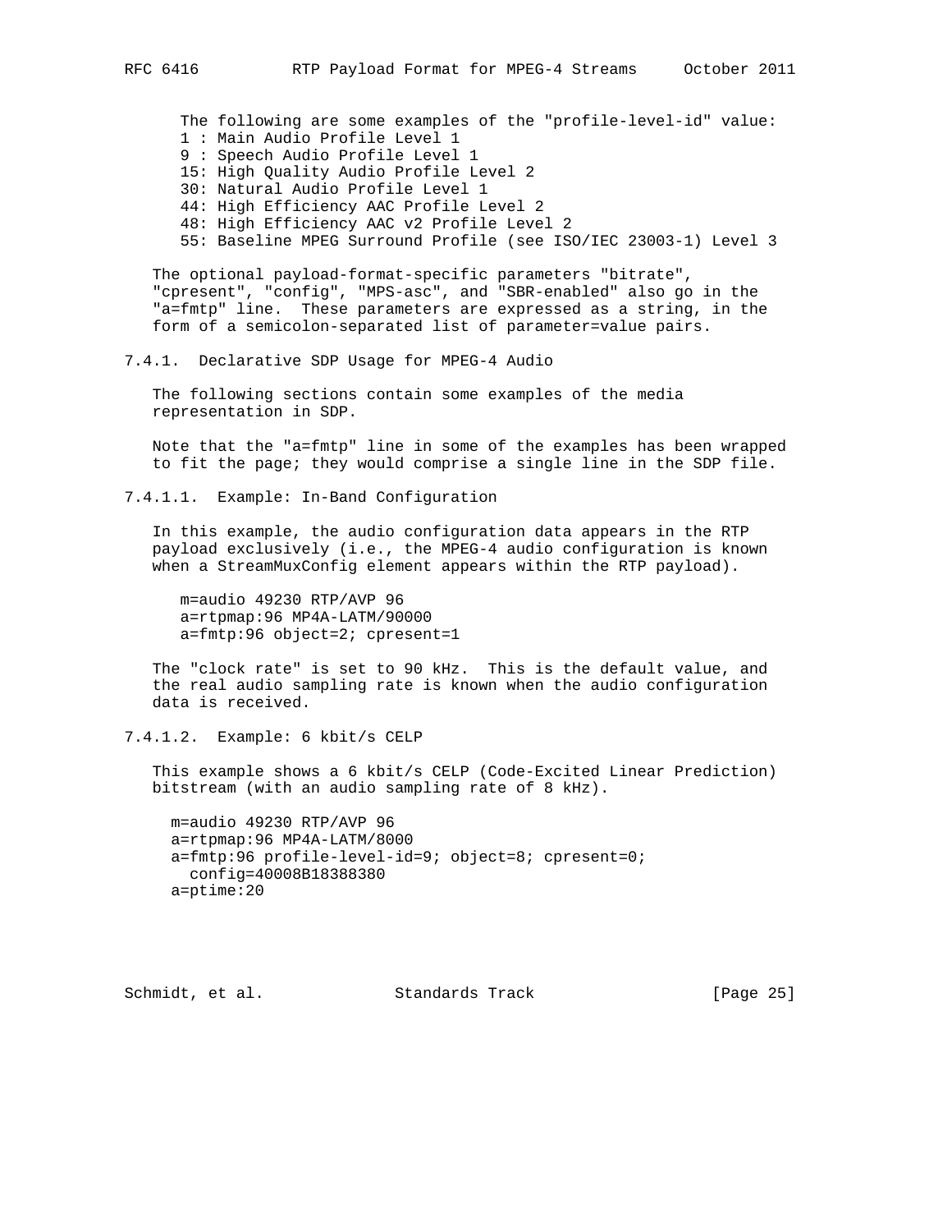The following are some examples of the "profile-level-id" value:

- 1 : Main Audio Profile Level 1
- 9 : Speech Audio Profile Level 1
- 15: High Quality Audio Profile Level 2
- 30: Natural Audio Profile Level 1
- 44: High Efficiency AAC Profile Level 2
- 48: High Efficiency AAC v2 Profile Level 2
- 55: Baseline MPEG Surround Profile (see ISO/IEC 23003-1) Level 3

The optional payload-format-specific parameters "bitrate", "cpresent", "config", "MPS-asc", and "SBR-enabled" also go in the "a=fmtp" line. These parameters are expressed as a string, in the form of a semicolon-separated list of parameter=value pairs.

#### 7.4.1. Declarative SDP Usage for MPEG-4 Audio

The following sections contain some examples of the media representation in SDP.

Note that the "a=fmtp" line in some of the examples has been wrapped to fit the page; they would comprise a single line in the SDP file.

##### 7.4.1.1. Example: In-Band Configuration

In this example, the audio configuration data appears in the RTP payload exclusively (i.e., the MPEG-4 audio configuration is known when a StreamMuxConfig element appears within the RTP payload).

```
m=audio 49230 RTP/AVP 96
a=rtpmap:96 MP4A-LATM/90000
a=fmtp:96 object=2; cpresent=1
```

The "clock rate" is set to 90 kHz. This is the default value, and the real audio sampling rate is known when the audio configuration data is received.

##### 7.4.1.2. Example: 6 kbit/s CELP

This example shows a 6 kbit/s CELP (Code-Excited Linear Prediction) bitstream (with an audio sampling rate of 8 kHz).

```
m=audio 49230 RTP/AVP 96
a=rtpmap:96 MP4A-LATM/8000
a=fmtp:96 profile-level-id=9; object=8; cpresent=0;
  config=40008B18388380
a=ptime:20
```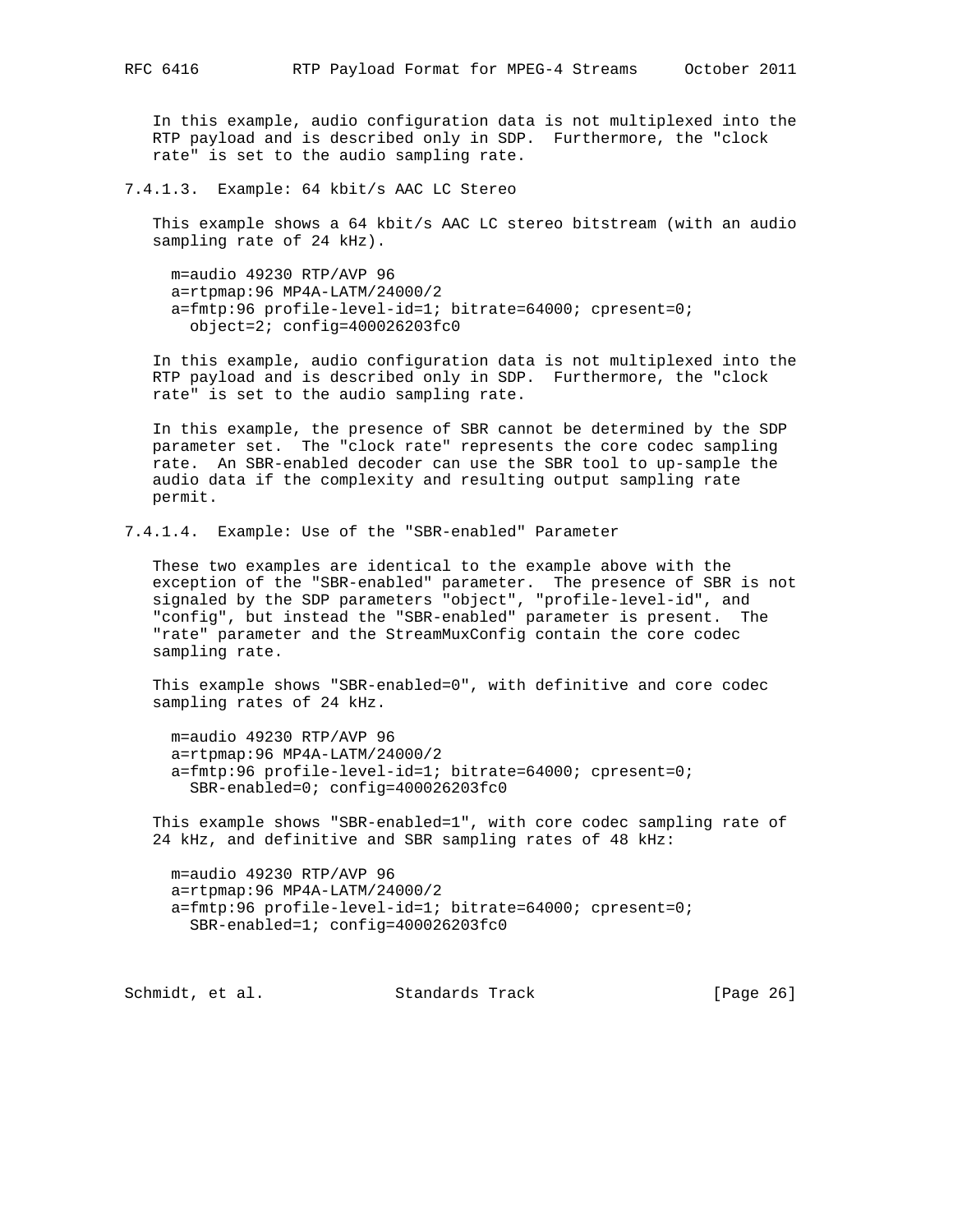In this example, audio configuration data is not multiplexed into the RTP payload and is described only in SDP. Furthermore, the "clock rate" is set to the audio sampling rate.

#### 7.4.1.3. Example: 64 kbit/s AAC LC Stereo

This example shows a 64 kbit/s AAC LC stereo bitstream (with an audio sampling rate of 24 kHz).

```
m=audio 49230 RTP/AVP 96
a=rtpmap:96 MP4A-LATM/24000/2
a=fmtp:96 profile-level-id=1; bitrate=64000; cpresent=0;
  object=2; config=400026203fc0
```

In this example, audio configuration data is not multiplexed into the RTP payload and is described only in SDP. Furthermore, the "clock rate" is set to the audio sampling rate.

In this example, the presence of SBR cannot be determined by the SDP parameter set. The "clock rate" represents the core codec sampling rate. An SBR-enabled decoder can use the SBR tool to up-sample the audio data if the complexity and resulting output sampling rate permit.

#### 7.4.1.4. Example: Use of the "SBR-enabled" Parameter

These two examples are identical to the example above with the exception of the "SBR-enabled" parameter. The presence of SBR is not signaled by the SDP parameters "object", "profile-level-id", and "config", but instead the "SBR-enabled" parameter is present. The "rate" parameter and the StreamMuxConfig contain the core codec sampling rate.

This example shows "SBR-enabled=0", with definitive and core codec sampling rates of 24 kHz.

```
m=audio 49230 RTP/AVP 96
a=rtpmap:96 MP4A-LATM/24000/2
a=fmtp:96 profile-level-id=1; bitrate=64000; cpresent=0;
  SBR-enabled=0; config=400026203fc0
```

This example shows "SBR-enabled=1", with core codec sampling rate of 24 kHz, and definitive and SBR sampling rates of 48 kHz:

```
m=audio 49230 RTP/AVP 96
a=rtpmap:96 MP4A-LATM/24000/2
a=fmtp:96 profile-level-id=1; bitrate=64000; cpresent=0;
  SBR-enabled=1; config=400026203fc0
```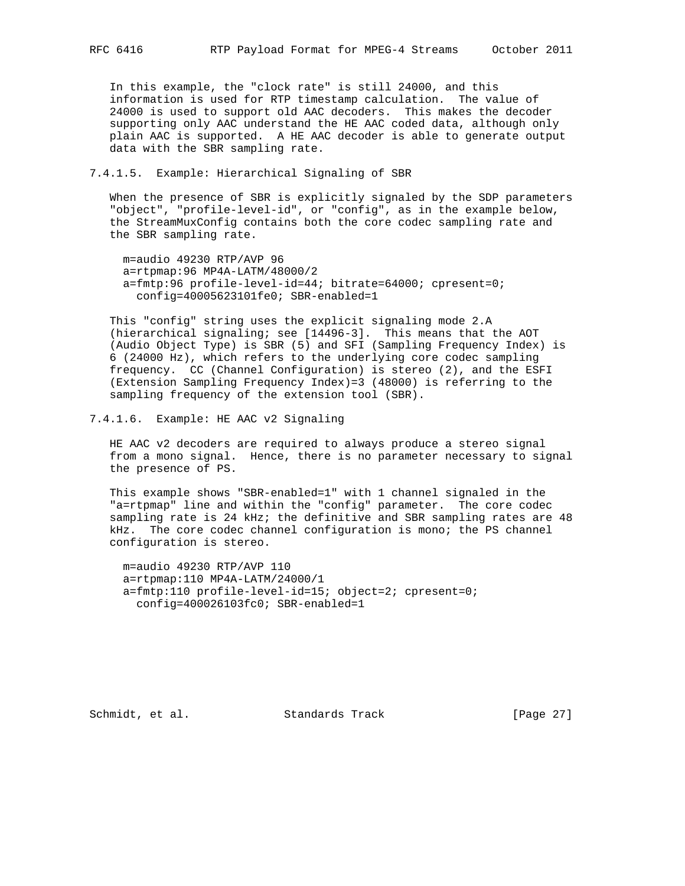In this example, the "clock rate" is still 24000, and this information is used for RTP timestamp calculation. The value of 24000 is used to support old AAC decoders. This makes the decoder supporting only AAC understand the HE AAC coded data, although only plain AAC is supported. A HE AAC decoder is able to generate output data with the SBR sampling rate.

#### 7.4.1.5. Example: Hierarchical Signaling of SBR

When the presence of SBR is explicitly signaled by the SDP parameters "object", "profile-level-id", or "config", as in the example below, the StreamMuxConfig contains both the core codec sampling rate and the SBR sampling rate.

```
m=audio 49230 RTP/AVP 96
a=rtpmap:96 MP4A-LATM/48000/2
a=fmtp:96 profile-level-id=44; bitrate=64000; cpresent=0;
  config=40005623101fe0; SBR-enabled=1
```

This "config" string uses the explicit signaling mode 2.A (hierarchical signaling; see [14496-3]. This means that the AOT (Audio Object Type) is SBR (5) and SFI (Sampling Frequency Index) is 6 (24000 Hz), which refers to the underlying core codec sampling frequency. CC (Channel Configuration) is stereo (2), and the ESFI (Extension Sampling Frequency Index)=3 (48000) is referring to the sampling frequency of the extension tool (SBR).

#### 7.4.1.6. Example: HE AAC v2 Signaling

HE AAC v2 decoders are required to always produce a stereo signal from a mono signal. Hence, there is no parameter necessary to signal the presence of PS.

This example shows "SBR-enabled=1" with 1 channel signaled in the "a=rtpmap" line and within the "config" parameter. The core codec sampling rate is 24 kHz; the definitive and SBR sampling rates are 48 kHz. The core codec channel configuration is mono; the PS channel configuration is stereo.

```
m=audio 49230 RTP/AVP 110
a=rtpmap:110 MP4A-LATM/24000/1
a=fmtp:110 profile-level-id=15; object=2; cpresent=0;
  config=400026103fc0; SBR-enabled=1
```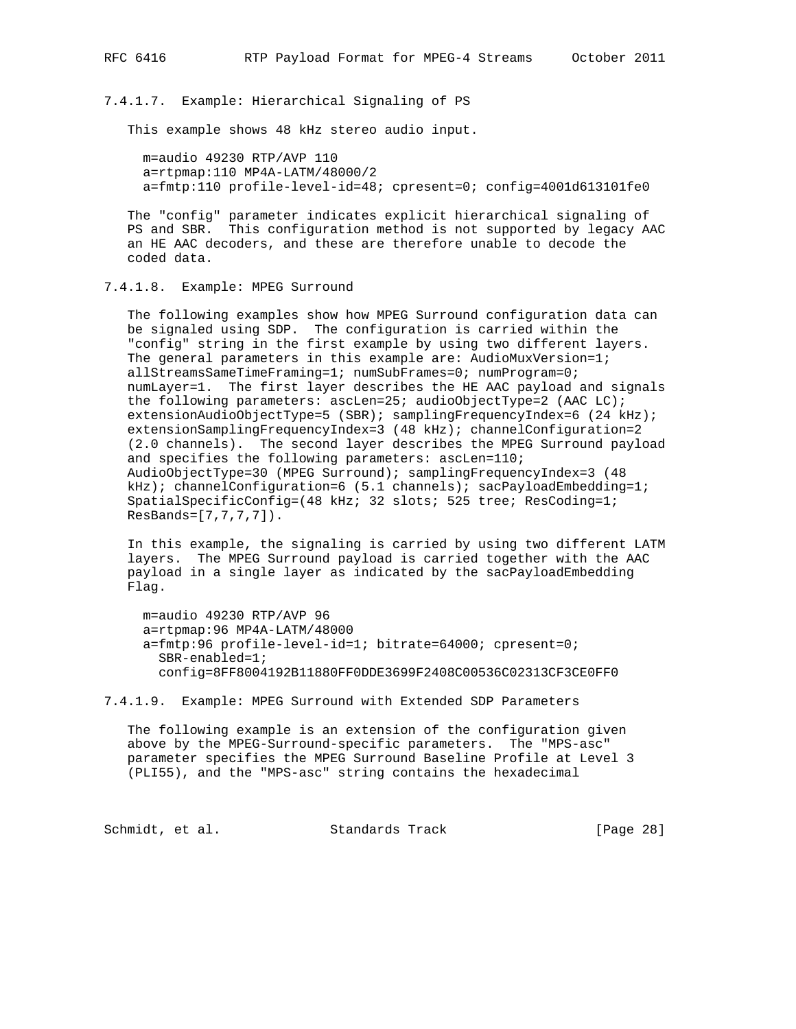#### 7.4.1.7. Example: Hierarchical Signaling of PS

This example shows 48 kHz stereo audio input.

```
m=audio 49230 RTP/AVP 110
a=rtpmap:110 MP4A-LATM/48000/2
a=fmtp:110 profile-level-id=48; cpresent=0; config=4001d613101fe0
```

The "config" parameter indicates explicit hierarchical signaling of PS and SBR. This configuration method is not supported by legacy AAC an HE AAC decoders, and these are therefore unable to decode the coded data.

#### 7.4.1.8. Example: MPEG Surround

The following examples show how MPEG Surround configuration data can be signaled using SDP. The configuration is carried within the "config" string in the first example by using two different layers. The general parameters in this example are: AudioMuxVersion=1; allStreamsSameTimeFraming=1; numSubFrames=0; numProgram=0; numLayer=1. The first layer describes the HE AAC payload and signals the following parameters: ascLen=25; audioObjectType=2 (AAC LC); extensionAudioObjectType=5 (SBR); samplingFrequencyIndex=6 (24 kHz); extensionSamplingFrequencyIndex=3 (48 kHz); channelConfiguration=2 (2.0 channels). The second layer describes the MPEG Surround payload and specifies the following parameters: ascLen=110; AudioObjectType=30 (MPEG Surround); samplingFrequencyIndex=3 (48 kHz); channelConfiguration=6 (5.1 channels); sacPayloadEmbedding=1; SpatialSpecificConfig=(48 kHz; 32 slots; 525 tree; ResCoding=1; ResBands=[7,7,7,7]).

In this example, the signaling is carried by using two different LATM layers. The MPEG Surround payload is carried together with the AAC payload in a single layer as indicated by the sacPayloadEmbedding Flag.

```
m=audio 49230 RTP/AVP 96
a=rtpmap:96 MP4A-LATM/48000
a=fmtp:96 profile-level-id=1; bitrate=64000; cpresent=0;
  SBR-enabled=1;
  config=8FF8004192B11880FF0DDE3699F2408C00536C02313CF3CE0FF0
```

#### 7.4.1.9. Example: MPEG Surround with Extended SDP Parameters

The following example is an extension of the configuration given above by the MPEG-Surround-specific parameters. The "MPS-asc" parameter specifies the MPEG Surround Baseline Profile at Level 3 (PLI55), and the "MPS-asc" string contains the hexadecimal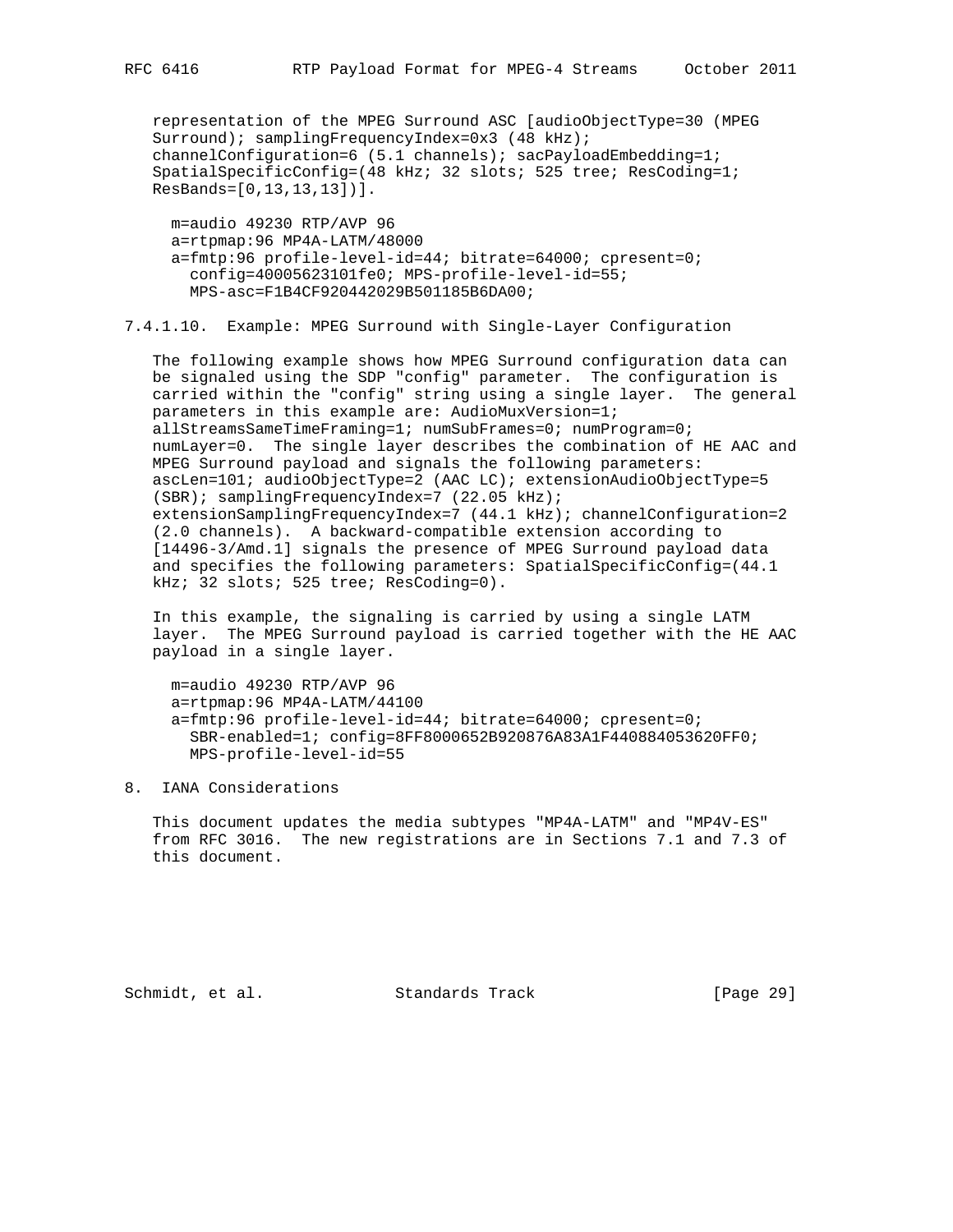representation of the MPEG Surround ASC [audioObjectType=30 (MPEG Surround); samplingFrequencyIndex=0x3 (48 kHz); channelConfiguration=6 (5.1 channels); sacPayloadEmbedding=1; SpatialSpecificConfig=(48 kHz; 32 slots; 525 tree; ResCoding=1; ResBands=[0,13,13,13])].

```
m=audio 49230 RTP/AVP 96
a=rtpmap:96 MP4A-LATM/48000
a=fmtp:96 profile-level-id=44; bitrate=64000; cpresent=0;
  config=40005623101fe0; MPS-profile-level-id=55;
  MPS-asc=F1B4CF920442029B501185B6DA00;
```

#### 7.4.1.10. Example: MPEG Surround with Single-Layer Configuration

The following example shows how MPEG Surround configuration data can be signaled using the SDP "config" parameter. The configuration is carried within the "config" string using a single layer. The general parameters in this example are: AudioMuxVersion=1; allStreamsSameTimeFraming=1; numSubFrames=0; numProgram=0; numLayer=0. The single layer describes the combination of HE AAC and MPEG Surround payload and signals the following parameters: ascLen=101; audioObjectType=2 (AAC LC); extensionAudioObjectType=5 (SBR); samplingFrequencyIndex=7 (22.05 kHz); extensionSamplingFrequencyIndex=7 (44.1 kHz); channelConfiguration=2 (2.0 channels). A backward-compatible extension according to [14496-3/Amd.1] signals the presence of MPEG Surround payload data and specifies the following parameters: SpatialSpecificConfig=(44.1 kHz; 32 slots; 525 tree; ResCoding=0).

In this example, the signaling is carried by using a single LATM layer. The MPEG Surround payload is carried together with the HE AAC payload in a single layer.

```
m=audio 49230 RTP/AVP 96
a=rtpmap:96 MP4A-LATM/44100
a=fmtp:96 profile-level-id=44; bitrate=64000; cpresent=0;
  SBR-enabled=1; config=8FF8000652B920876A83A1F440884053620FF0;
  MPS-profile-level-id=55
```

## 8. IANA Considerations

This document updates the media subtypes "MP4A-LATM" and "MP4V-ES" from RFC 3016. The new registrations are in Sections 7.1 and 7.3 of this document.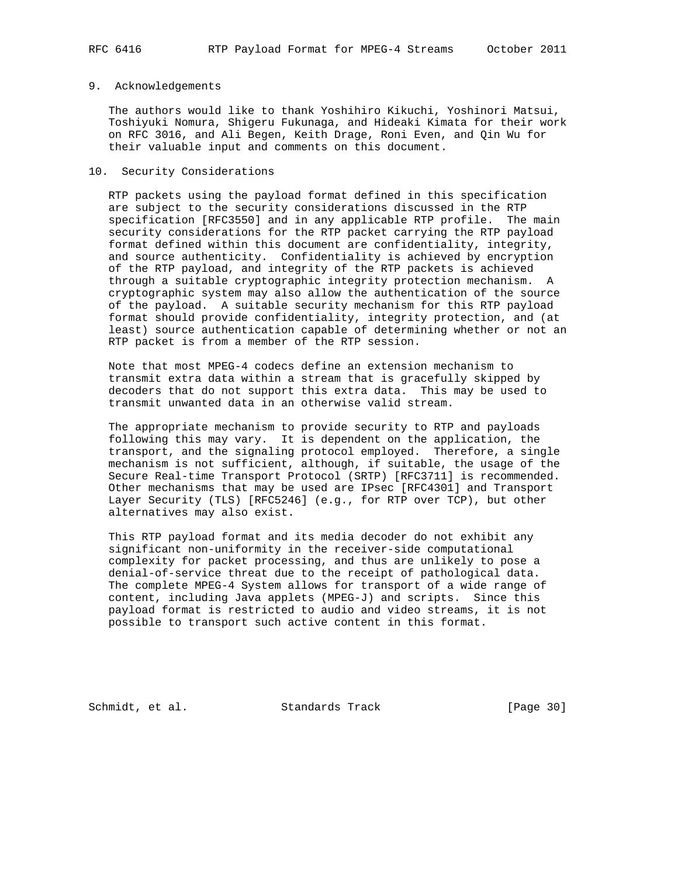## 9. Acknowledgements

The authors would like to thank Yoshihiro Kikuchi, Yoshinori Matsui, Toshiyuki Nomura, Shigeru Fukunaga, and Hideaki Kimata for their work on RFC 3016, and Ali Begen, Keith Drage, Roni Even, and Qin Wu for their valuable input and comments on this document.

## 10. Security Considerations

RTP packets using the payload format defined in this specification are subject to the security considerations discussed in the RTP specification [RFC3550] and in any applicable RTP profile. The main security considerations for the RTP packet carrying the RTP payload format defined within this document are confidentiality, integrity, and source authenticity. Confidentiality is achieved by encryption of the RTP payload, and integrity of the RTP packets is achieved through a suitable cryptographic integrity protection mechanism. A cryptographic system may also allow the authentication of the source of the payload. A suitable security mechanism for this RTP payload format should provide confidentiality, integrity protection, and (at least) source authentication capable of determining whether or not an RTP packet is from a member of the RTP session.

Note that most MPEG-4 codecs define an extension mechanism to transmit extra data within a stream that is gracefully skipped by decoders that do not support this extra data. This may be used to transmit unwanted data in an otherwise valid stream.

The appropriate mechanism to provide security to RTP and payloads following this may vary. It is dependent on the application, the transport, and the signaling protocol employed. Therefore, a single mechanism is not sufficient, although, if suitable, the usage of the Secure Real-time Transport Protocol (SRTP) [RFC3711] is recommended. Other mechanisms that may be used are IPsec [RFC4301] and Transport Layer Security (TLS) [RFC5246] (e.g., for RTP over TCP), but other alternatives may also exist.

This RTP payload format and its media decoder do not exhibit any significant non-uniformity in the receiver-side computational complexity for packet processing, and thus are unlikely to pose a denial-of-service threat due to the receipt of pathological data. The complete MPEG-4 System allows for transport of a wide range of content, including Java applets (MPEG-J) and scripts. Since this payload format is restricted to audio and video streams, it is not possible to transport such active content in this format.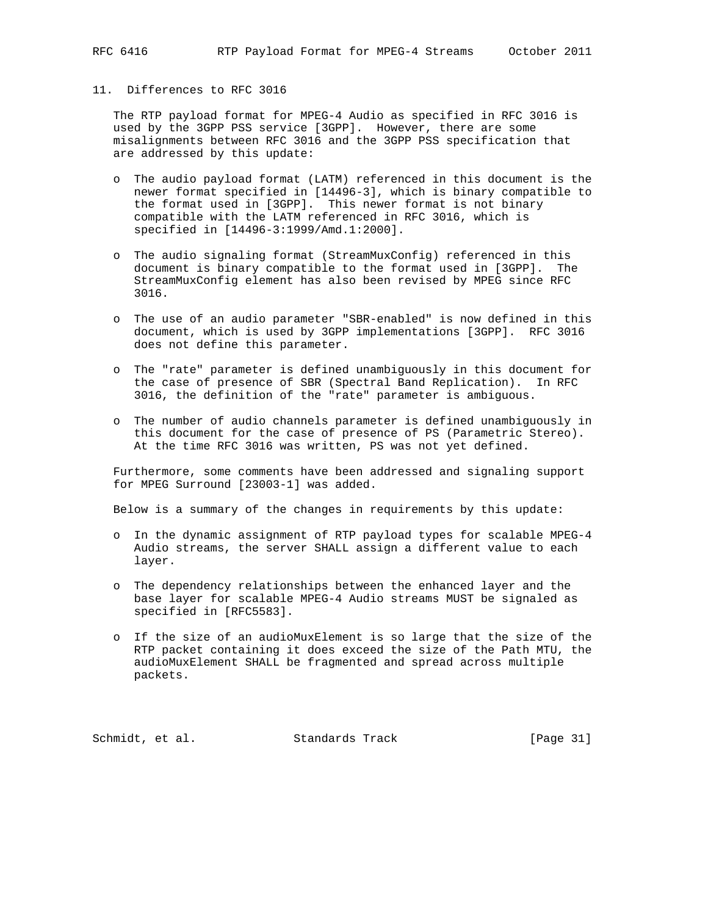## 11. Differences to RFC 3016

The RTP payload format for MPEG-4 Audio as specified in RFC 3016 is used by the 3GPP PSS service [3GPP]. However, there are some misalignments between RFC 3016 and the 3GPP PSS specification that are addressed by this update:

- The audio payload format (LATM) referenced in this document is the newer format specified in [14496-3], which is binary compatible to the format used in [3GPP]. This newer format is not binary compatible with the LATM referenced in RFC 3016, which is specified in [14496-3:1999/Amd.1:2000].
- The audio signaling format (StreamMuxConfig) referenced in this document is binary compatible to the format used in [3GPP]. The StreamMuxConfig element has also been revised by MPEG since RFC 3016.
- The use of an audio parameter "SBR-enabled" is now defined in this document, which is used by 3GPP implementations [3GPP]. RFC 3016 does not define this parameter.
- The "rate" parameter is defined unambiguously in this document for the case of presence of SBR (Spectral Band Replication). In RFC 3016, the definition of the "rate" parameter is ambiguous.
- The number of audio channels parameter is defined unambiguously in this document for the case of presence of PS (Parametric Stereo). At the time RFC 3016 was written, PS was not yet defined.

Furthermore, some comments have been addressed and signaling support for MPEG Surround [23003-1] was added.

Below is a summary of the changes in requirements by this update:

- In the dynamic assignment of RTP payload types for scalable MPEG-4 Audio streams, the server SHALL assign a different value to each layer.
- The dependency relationships between the enhanced layer and the base layer for scalable MPEG-4 Audio streams MUST be signaled as specified in [RFC5583].
- If the size of an audioMuxElement is so large that the size of the RTP packet containing it does exceed the size of the Path MTU, the audioMuxElement SHALL be fragmented and spread across multiple packets.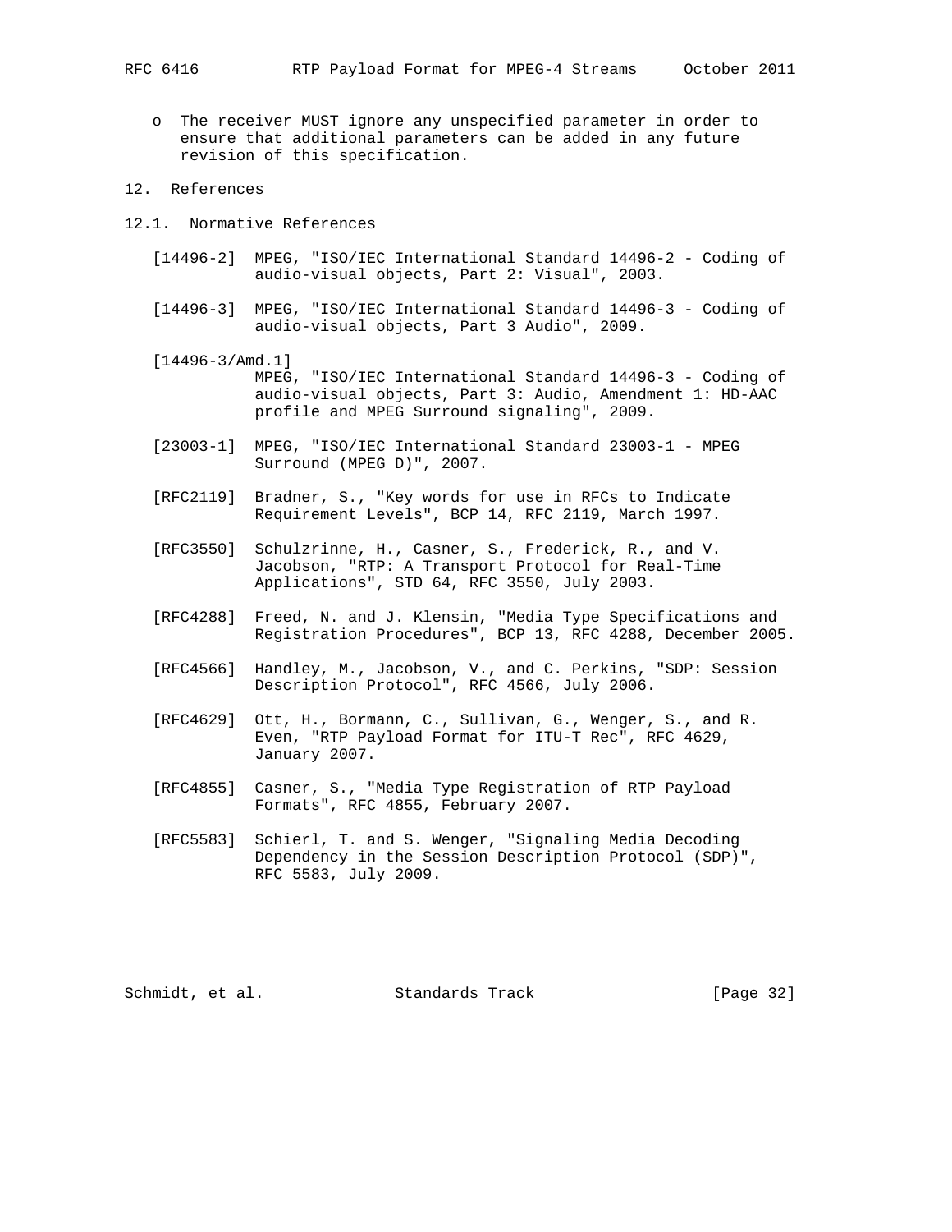- The receiver MUST ignore any unspecified parameter in order to ensure that additional parameters can be added in any future revision of this specification.

# 12. References

## 12.1. Normative References

[14496-2] MPEG, "ISO/IEC International Standard 14496-2 - Coding of audio-visual objects, Part 2: Visual", 2003.

[14496-3] MPEG, "ISO/IEC International Standard 14496-3 - Coding of audio-visual objects, Part 3 Audio", 2009.

[14496-3/Amd.1] MPEG, "ISO/IEC International Standard 14496-3 - Coding of audio-visual objects, Part 3: Audio, Amendment 1: HD-AAC profile and MPEG Surround signaling", 2009.

[23003-1] MPEG, "ISO/IEC International Standard 23003-1 - MPEG Surround (MPEG D)", 2007.

[RFC2119] Bradner, S., "Key words for use in RFCs to Indicate Requirement Levels", BCP 14, RFC 2119, March 1997.

[RFC3550] Schulzrinne, H., Casner, S., Frederick, R., and V. Jacobson, "RTP: A Transport Protocol for Real-Time Applications", STD 64, RFC 3550, July 2003.

[RFC4288] Freed, N. and J. Klensin, "Media Type Specifications and Registration Procedures", BCP 13, RFC 4288, December 2005.

[RFC4566] Handley, M., Jacobson, V., and C. Perkins, "SDP: Session Description Protocol", RFC 4566, July 2006.

[RFC4629] Ott, H., Bormann, C., Sullivan, G., Wenger, S., and R. Even, "RTP Payload Format for ITU-T Rec", RFC 4629, January 2007.

[RFC4855] Casner, S., "Media Type Registration of RTP Payload Formats", RFC 4855, February 2007.

[RFC5583] Schierl, T. and S. Wenger, "Signaling Media Decoding Dependency in the Session Description Protocol (SDP)", RFC 5583, July 2009.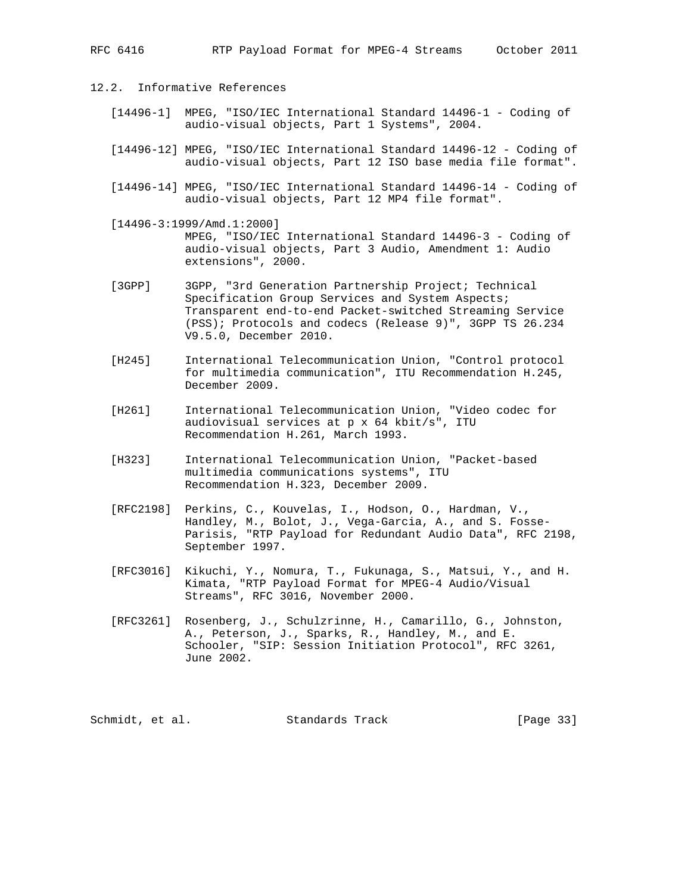### 12.2. Informative References

[14496-1] MPEG, "ISO/IEC International Standard 14496-1 - Coding of audio-visual objects, Part 1 Systems", 2004.

[14496-12] MPEG, "ISO/IEC International Standard 14496-12 - Coding of audio-visual objects, Part 12 ISO base media file format".

[14496-14] MPEG, "ISO/IEC International Standard 14496-14 - Coding of audio-visual objects, Part 12 MP4 file format".

[14496-3:1999/Amd.1:2000] MPEG, "ISO/IEC International Standard 14496-3 - Coding of audio-visual objects, Part 3 Audio, Amendment 1: Audio extensions", 2000.

[3GPP] 3GPP, "3rd Generation Partnership Project; Technical Specification Group Services and System Aspects; Transparent end-to-end Packet-switched Streaming Service (PSS); Protocols and codecs (Release 9)", 3GPP TS 26.234 V9.5.0, December 2010.

[H245] International Telecommunication Union, "Control protocol for multimedia communication", ITU Recommendation H.245, December 2009.

[H261] International Telecommunication Union, "Video codec for audiovisual services at p x 64 kbit/s", ITU Recommendation H.261, March 1993.

[H323] International Telecommunication Union, "Packet-based multimedia communications systems", ITU Recommendation H.323, December 2009.

[RFC2198] Perkins, C., Kouvelas, I., Hodson, O., Hardman, V., Handley, M., Bolot, J., Vega-Garcia, A., and S. Fosse-Parisis, "RTP Payload for Redundant Audio Data", RFC 2198, September 1997.

[RFC3016] Kikuchi, Y., Nomura, T., Fukunaga, S., Matsui, Y., and H. Kimata, "RTP Payload Format for MPEG-4 Audio/Visual Streams", RFC 3016, November 2000.

[RFC3261] Rosenberg, J., Schulzrinne, H., Camarillo, G., Johnston, A., Peterson, J., Sparks, R., Handley, M., and E. Schooler, "SIP: Session Initiation Protocol", RFC 3261, June 2002.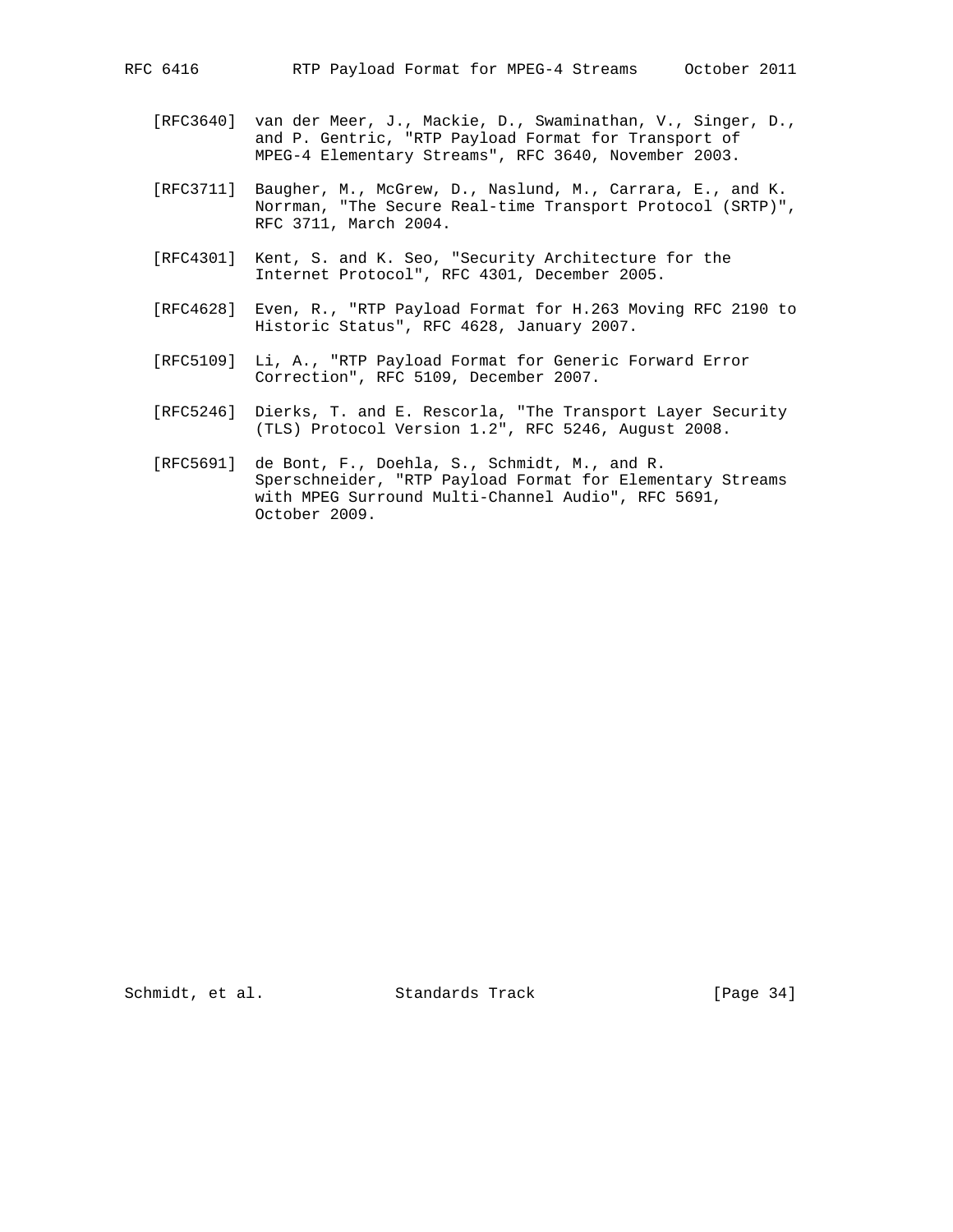[RFC3640] van der Meer, J., Mackie, D., Swaminathan, V., Singer, D., and P. Gentric, "RTP Payload Format for Transport of MPEG-4 Elementary Streams", RFC 3640, November 2003.

[RFC3711] Baugher, M., McGrew, D., Naslund, M., Carrara, E., and K. Norrman, "The Secure Real-time Transport Protocol (SRTP)", RFC 3711, March 2004.

[RFC4301] Kent, S. and K. Seo, "Security Architecture for the Internet Protocol", RFC 4301, December 2005.

[RFC4628] Even, R., "RTP Payload Format for H.263 Moving RFC 2190 to Historic Status", RFC 4628, January 2007.

[RFC5109] Li, A., "RTP Payload Format for Generic Forward Error Correction", RFC 5109, December 2007.

[RFC5246] Dierks, T. and E. Rescorla, "The Transport Layer Security (TLS) Protocol Version 1.2", RFC 5246, August 2008.

[RFC5691] de Bont, F., Doehla, S., Schmidt, M., and R. Sperschneider, "RTP Payload Format for Elementary Streams with MPEG Surround Multi-Channel Audio", RFC 5691, October 2009.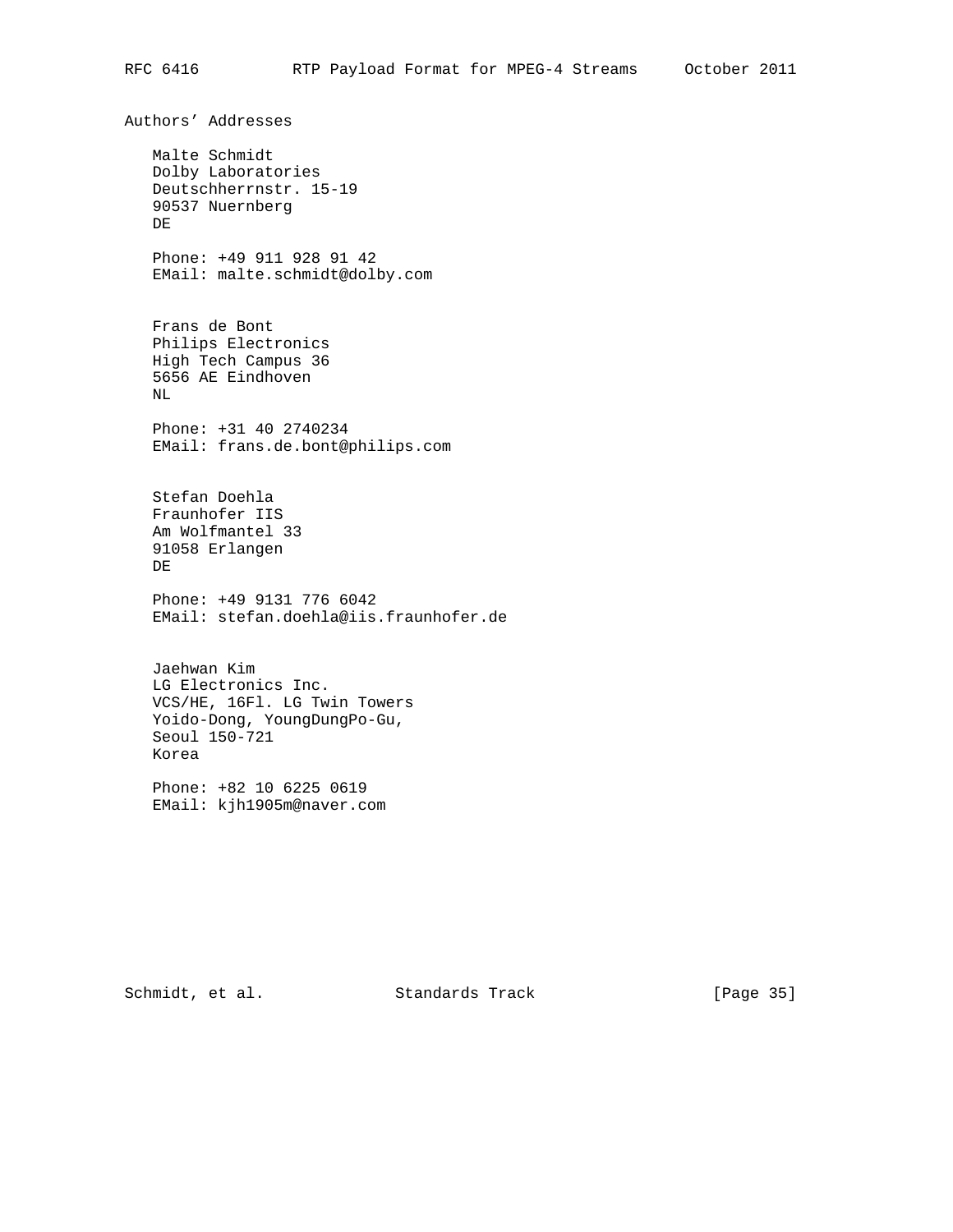# Authors' Addresses

Malte Schmidt
Dolby Laboratories
Deutschherrnstr. 15-19
90537 Nuernberg
DE

Phone: +49 911 928 91 42
EMail: malte.schmidt@dolby.com

Frans de Bont
Philips Electronics
High Tech Campus 36
5656 AE Eindhoven
NL

Phone: +31 40 2740234
EMail: frans.de.bont@philips.com

Stefan Doehla
Fraunhofer IIS
Am Wolfmantel 33
91058 Erlangen
DE

Phone: +49 9131 776 6042
EMail: stefan.doehla@iis.fraunhofer.de

Jaehwan Kim
LG Electronics Inc.
VCS/HE, 16Fl. LG Twin Towers
Yoido-Dong, YoungDungPo-Gu,
Seoul 150-721
Korea

Phone: +82 10 6225 0619
EMail: kjh1905m@naver.com